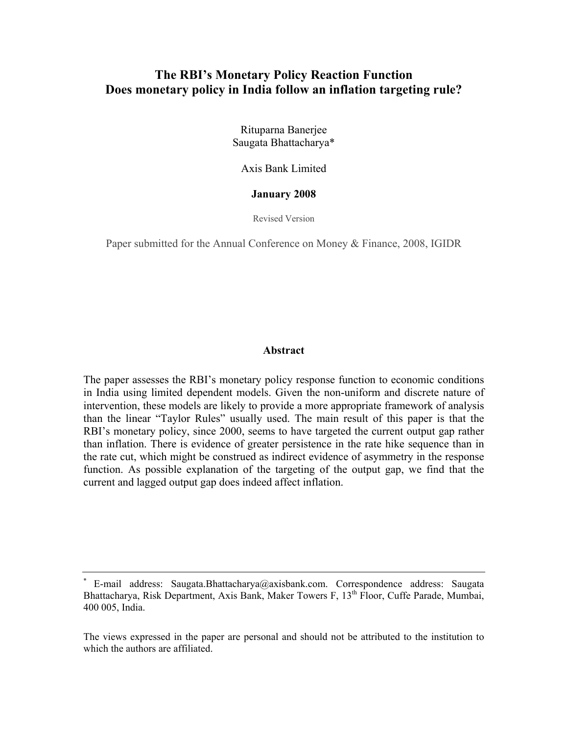# The RBI's Monetary Policy Reaction Function
# Does monetary policy in India follow an inflation targeting rule?

Rituparna Banerjee
Saugata Bhattacharya*

Axis Bank Limited

**January 2008**

Revised Version

Paper submitted for the Annual Conference on Money & Finance, 2008, IGIDR

## Abstract

The paper assesses the RBI's monetary policy response function to economic conditions in India using limited dependent models. Given the non-uniform and discrete nature of intervention, these models are likely to provide a more appropriate framework of analysis than the linear "Taylor Rules" usually used. The main result of this paper is that the RBI's monetary policy, since 2000, seems to have targeted the current output gap rather than inflation. There is evidence of greater persistence in the rate hike sequence than in the rate cut, which might be construed as indirect evidence of asymmetry in the response function. As possible explanation of the targeting of the output gap, we find that the current and lagged output gap does indeed affect inflation.

---

* E-mail address: Saugata.Bhattacharya@axisbank.com. Correspondence address: Saugata Bhattacharya, Risk Department, Axis Bank, Maker Towers F, 13th Floor, Cuffe Parade, Mumbai, 400 005, India.

The views expressed in the paper are personal and should not be attributed to the institution to which the authors are affiliated.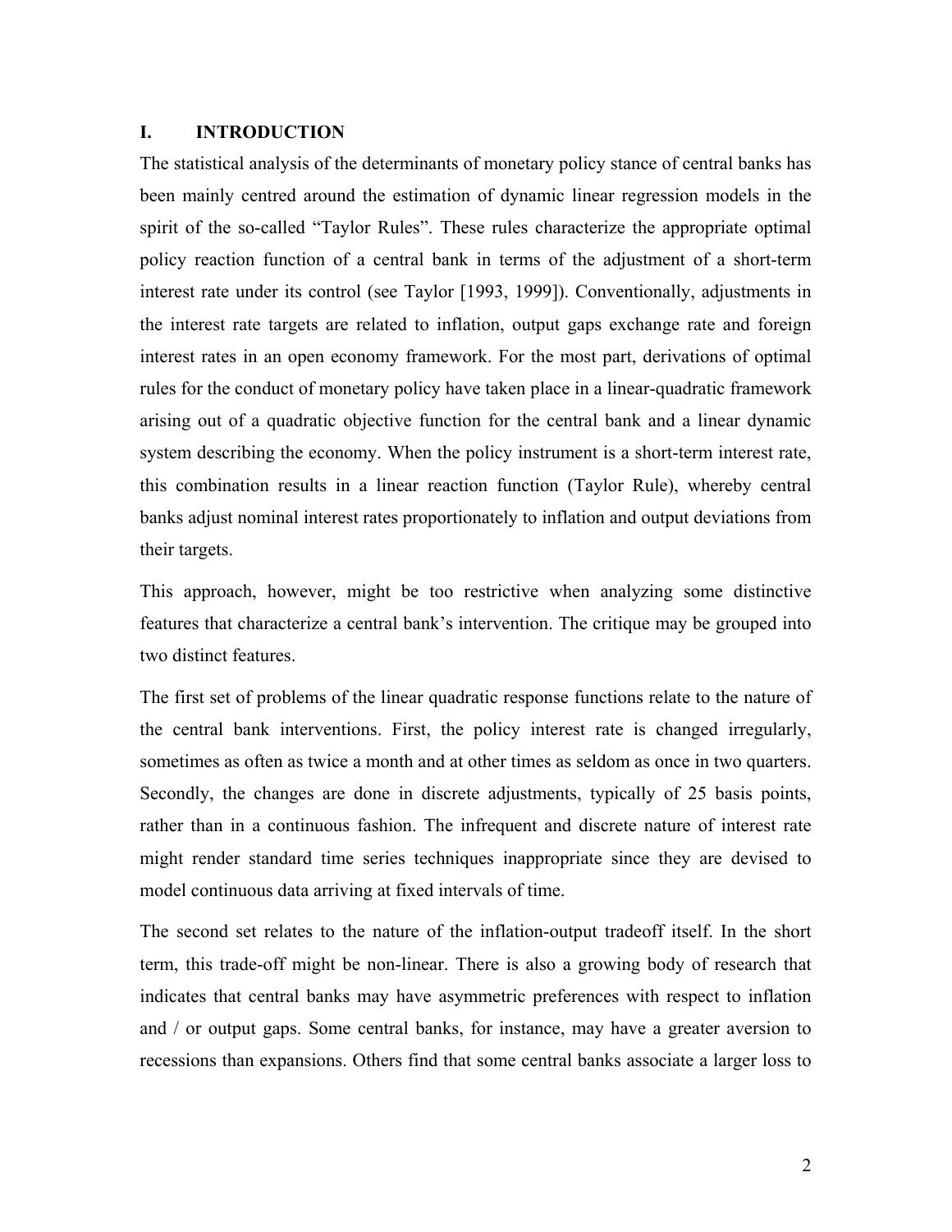## I. INTRODUCTION

The statistical analysis of the determinants of monetary policy stance of central banks has been mainly centred around the estimation of dynamic linear regression models in the spirit of the so-called "Taylor Rules". These rules characterize the appropriate optimal policy reaction function of a central bank in terms of the adjustment of a short-term interest rate under its control (see Taylor [1993, 1999]). Conventionally, adjustments in the interest rate targets are related to inflation, output gaps exchange rate and foreign interest rates in an open economy framework. For the most part, derivations of optimal rules for the conduct of monetary policy have taken place in a linear-quadratic framework arising out of a quadratic objective function for the central bank and a linear dynamic system describing the economy. When the policy instrument is a short-term interest rate, this combination results in a linear reaction function (Taylor Rule), whereby central banks adjust nominal interest rates proportionately to inflation and output deviations from their targets.

This approach, however, might be too restrictive when analyzing some distinctive features that characterize a central bank's intervention. The critique may be grouped into two distinct features.

The first set of problems of the linear quadratic response functions relate to the nature of the central bank interventions. First, the policy interest rate is changed irregularly, sometimes as often as twice a month and at other times as seldom as once in two quarters. Secondly, the changes are done in discrete adjustments, typically of 25 basis points, rather than in a continuous fashion. The infrequent and discrete nature of interest rate might render standard time series techniques inappropriate since they are devised to model continuous data arriving at fixed intervals of time.

The second set relates to the nature of the inflation-output tradeoff itself. In the short term, this trade-off might be non-linear. There is also a growing body of research that indicates that central banks may have asymmetric preferences with respect to inflation and / or output gaps. Some central banks, for instance, may have a greater aversion to recessions than expansions. Others find that some central banks associate a larger loss to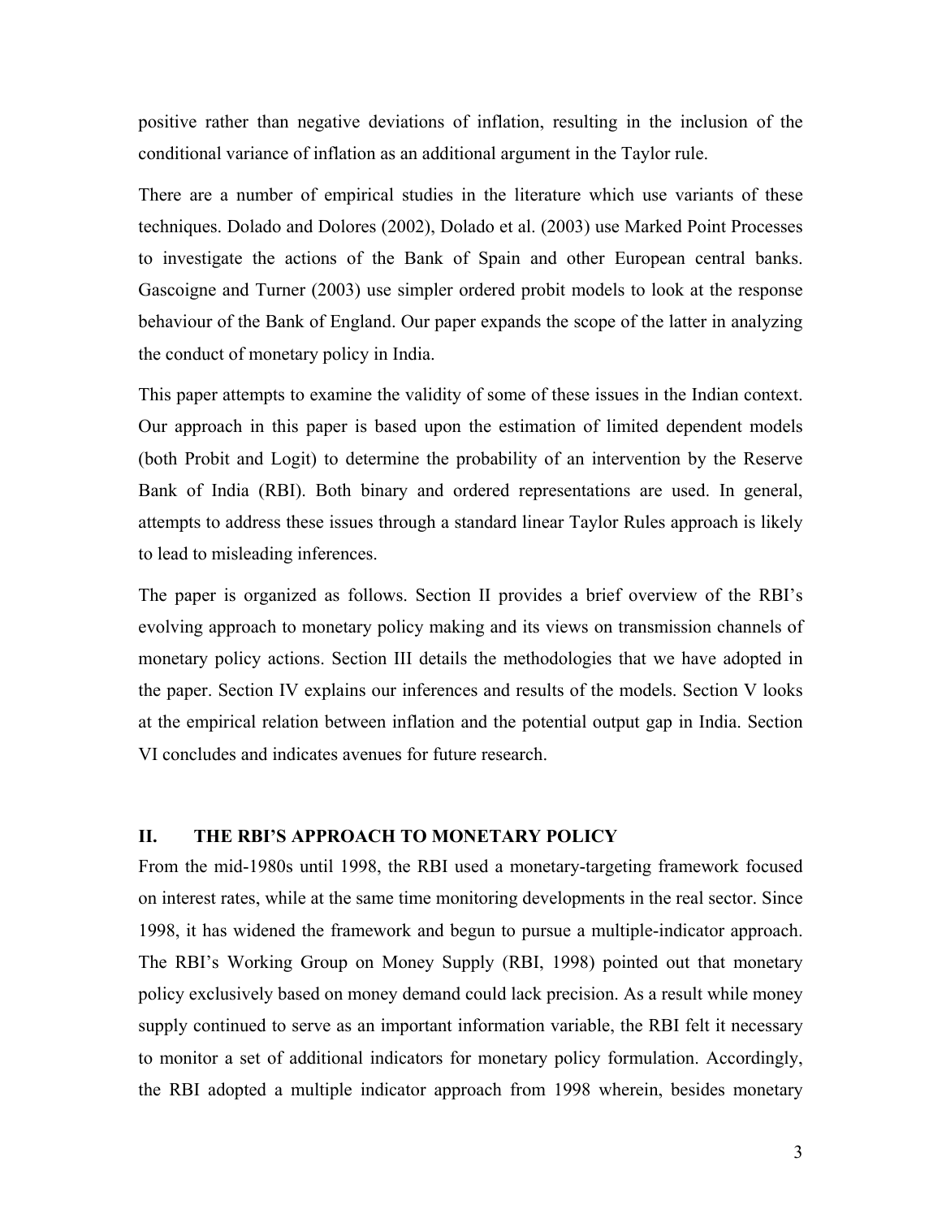positive rather than negative deviations of inflation, resulting in the inclusion of the conditional variance of inflation as an additional argument in the Taylor rule.

There are a number of empirical studies in the literature which use variants of these techniques. Dolado and Dolores (2002), Dolado et al. (2003) use Marked Point Processes to investigate the actions of the Bank of Spain and other European central banks. Gascoigne and Turner (2003) use simpler ordered probit models to look at the response behaviour of the Bank of England. Our paper expands the scope of the latter in analyzing the conduct of monetary policy in India.

This paper attempts to examine the validity of some of these issues in the Indian context. Our approach in this paper is based upon the estimation of limited dependent models (both Probit and Logit) to determine the probability of an intervention by the Reserve Bank of India (RBI). Both binary and ordered representations are used. In general, attempts to address these issues through a standard linear Taylor Rules approach is likely to lead to misleading inferences.

The paper is organized as follows. Section II provides a brief overview of the RBI's evolving approach to monetary policy making and its views on transmission channels of monetary policy actions. Section III details the methodologies that we have adopted in the paper. Section IV explains our inferences and results of the models. Section V looks at the empirical relation between inflation and the potential output gap in India. Section VI concludes and indicates avenues for future research.

## II. THE RBI'S APPROACH TO MONETARY POLICY

From the mid-1980s until 1998, the RBI used a monetary-targeting framework focused on interest rates, while at the same time monitoring developments in the real sector. Since 1998, it has widened the framework and begun to pursue a multiple-indicator approach. The RBI's Working Group on Money Supply (RBI, 1998) pointed out that monetary policy exclusively based on money demand could lack precision. As a result while money supply continued to serve as an important information variable, the RBI felt it necessary to monitor a set of additional indicators for monetary policy formulation. Accordingly, the RBI adopted a multiple indicator approach from 1998 wherein, besides monetary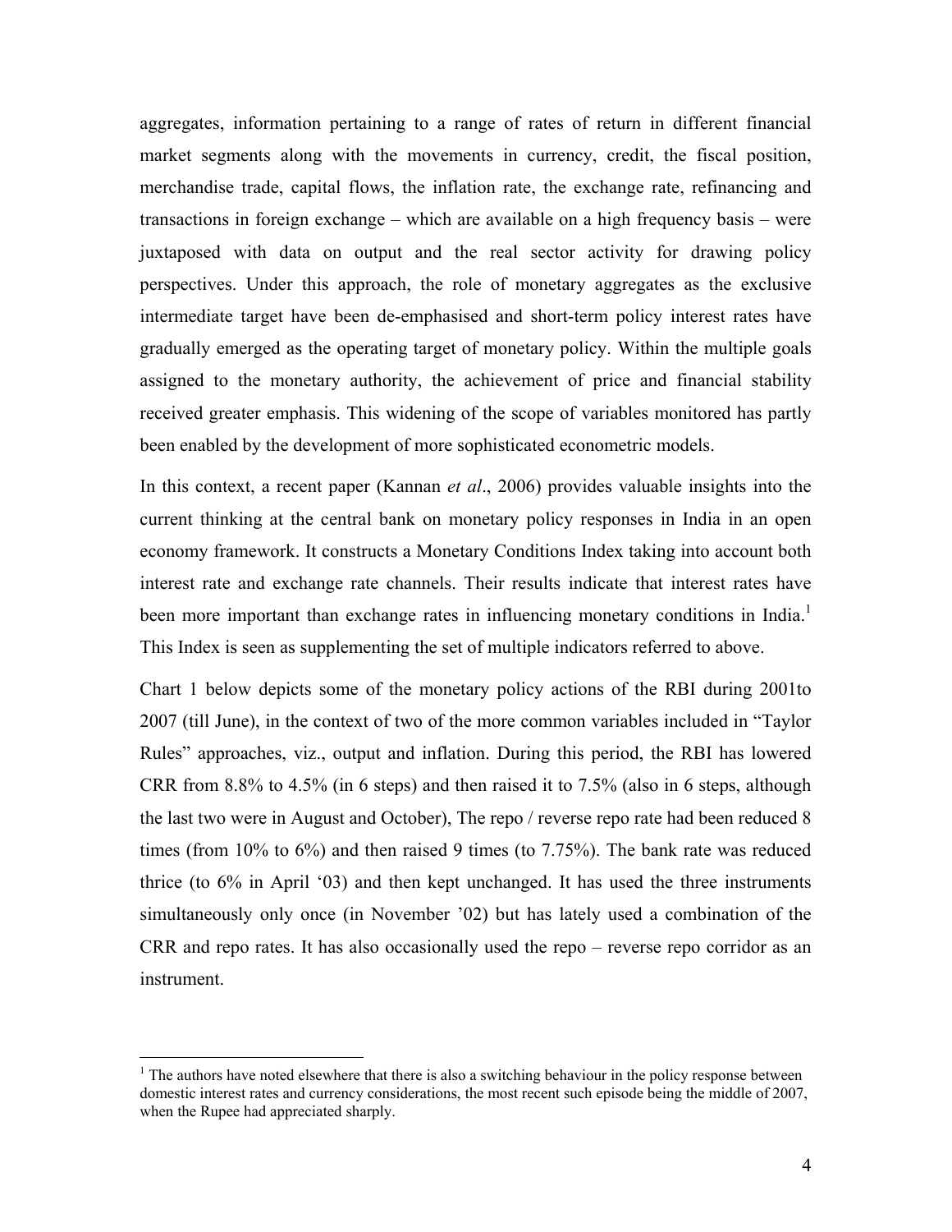aggregates, information pertaining to a range of rates of return in different financial market segments along with the movements in currency, credit, the fiscal position, merchandise trade, capital flows, the inflation rate, the exchange rate, refinancing and transactions in foreign exchange – which are available on a high frequency basis – were juxtaposed with data on output and the real sector activity for drawing policy perspectives. Under this approach, the role of monetary aggregates as the exclusive intermediate target have been de-emphasised and short-term policy interest rates have gradually emerged as the operating target of monetary policy. Within the multiple goals assigned to the monetary authority, the achievement of price and financial stability received greater emphasis. This widening of the scope of variables monitored has partly been enabled by the development of more sophisticated econometric models.

In this context, a recent paper (Kannan *et al*., 2006) provides valuable insights into the current thinking at the central bank on monetary policy responses in India in an open economy framework. It constructs a Monetary Conditions Index taking into account both interest rate and exchange rate channels. Their results indicate that interest rates have been more important than exchange rates in influencing monetary conditions in India.[1] This Index is seen as supplementing the set of multiple indicators referred to above.

Chart 1 below depicts some of the monetary policy actions of the RBI during 2001to 2007 (till June), in the context of two of the more common variables included in "Taylor Rules" approaches, viz., output and inflation. During this period, the RBI has lowered CRR from 8.8% to 4.5% (in 6 steps) and then raised it to 7.5% (also in 6 steps, although the last two were in August and October), The repo / reverse repo rate had been reduced 8 times (from 10% to 6%) and then raised 9 times (to 7.75%). The bank rate was reduced thrice (to 6% in April '03) and then kept unchanged. It has used the three instruments simultaneously only once (in November '02) but has lately used a combination of the CRR and repo rates. It has also occasionally used the repo – reverse repo corridor as an instrument.

[1] The authors have noted elsewhere that there is also a switching behaviour in the policy response between domestic interest rates and currency considerations, the most recent such episode being the middle of 2007, when the Rupee had appreciated sharply.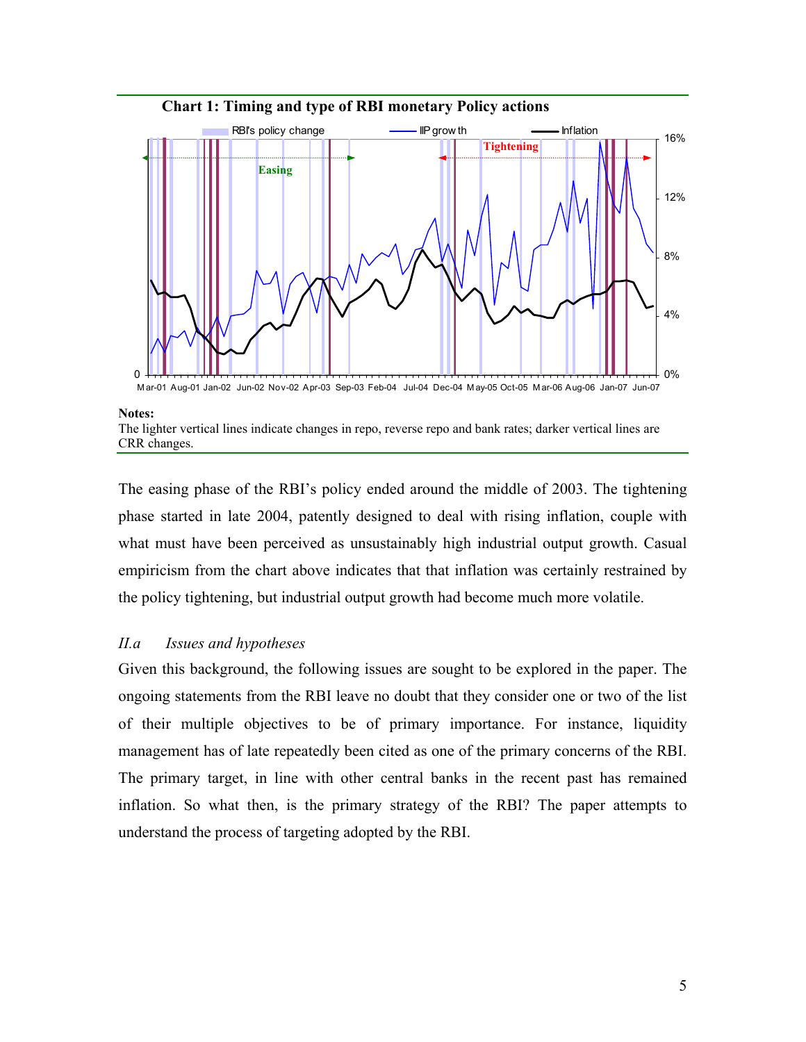**Chart 1: Timing and type of RBI monetary Policy actions**

**Notes:**
The lighter vertical lines indicate changes in repo, reverse repo and bank rates; darker vertical lines are CRR changes.

The easing phase of the RBI's policy ended around the middle of 2003. The tightening phase started in late 2004, patently designed to deal with rising inflation, couple with what must have been perceived as unsustainably high industrial output growth. Casual empiricism from the chart above indicates that that inflation was certainly restrained by the policy tightening, but industrial output growth had become much more volatile.

### *II.a Issues and hypotheses*

Given this background, the following issues are sought to be explored in the paper. The ongoing statements from the RBI leave no doubt that they consider one or two of the list of their multiple objectives to be of primary importance. For instance, liquidity management has of late repeatedly been cited as one of the primary concerns of the RBI. The primary target, in line with other central banks in the recent past has remained inflation. So what then, is the primary strategy of the RBI? The paper attempts to understand the process of targeting adopted by the RBI.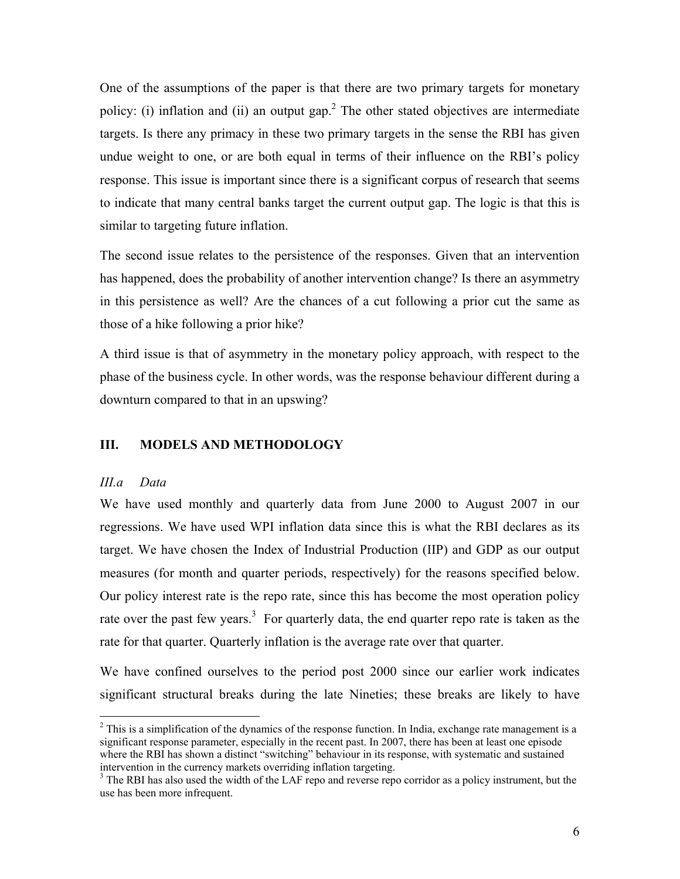One of the assumptions of the paper is that there are two primary targets for monetary policy: (i) inflation and (ii) an output gap.[2] The other stated objectives are intermediate targets. Is there any primacy in these two primary targets in the sense the RBI has given undue weight to one, or are both equal in terms of their influence on the RBI's policy response. This issue is important since there is a significant corpus of research that seems to indicate that many central banks target the current output gap. The logic is that this is similar to targeting future inflation.

The second issue relates to the persistence of the responses. Given that an intervention has happened, does the probability of another intervention change? Is there an asymmetry in this persistence as well? Are the chances of a cut following a prior cut the same as those of a hike following a prior hike?

A third issue is that of asymmetry in the monetary policy approach, with respect to the phase of the business cycle. In other words, was the response behaviour different during a downturn compared to that in an upswing?

## III. MODELS AND METHODOLOGY

### *III.a Data*

We have used monthly and quarterly data from June 2000 to August 2007 in our regressions. We have used WPI inflation data since this is what the RBI declares as its target. We have chosen the Index of Industrial Production (IIP) and GDP as our output measures (for month and quarter periods, respectively) for the reasons specified below. Our policy interest rate is the repo rate, since this has become the most operation policy rate over the past few years.[3] For quarterly data, the end quarter repo rate is taken as the rate for that quarter. Quarterly inflation is the average rate over that quarter.

We have confined ourselves to the period post 2000 since our earlier work indicates significant structural breaks during the late Nineties; these breaks are likely to have

---

[2] This is a simplification of the dynamics of the response function. In India, exchange rate management is a significant response parameter, especially in the recent past. In 2007, there has been at least one episode where the RBI has shown a distinct "switching" behaviour in its response, with systematic and sustained intervention in the currency markets overriding inflation targeting.

[3] The RBI has also used the width of the LAF repo and reverse repo corridor as a policy instrument, but the use has been more infrequent.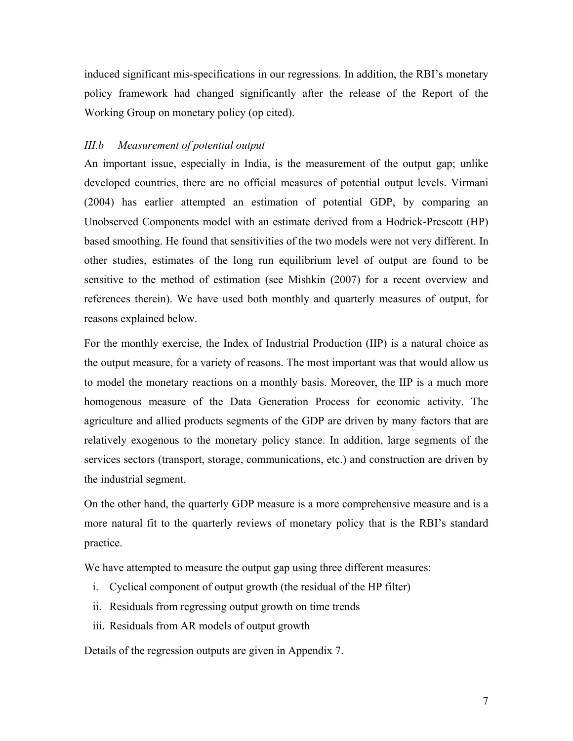induced significant mis-specifications in our regressions. In addition, the RBI's monetary policy framework had changed significantly after the release of the Report of the Working Group on monetary policy (op cited).

### *III.b Measurement of potential output*

An important issue, especially in India, is the measurement of the output gap; unlike developed countries, there are no official measures of potential output levels. Virmani (2004) has earlier attempted an estimation of potential GDP, by comparing an Unobserved Components model with an estimate derived from a Hodrick-Prescott (HP) based smoothing. He found that sensitivities of the two models were not very different. In other studies, estimates of the long run equilibrium level of output are found to be sensitive to the method of estimation (see Mishkin (2007) for a recent overview and references therein). We have used both monthly and quarterly measures of output, for reasons explained below.

For the monthly exercise, the Index of Industrial Production (IIP) is a natural choice as the output measure, for a variety of reasons. The most important was that would allow us to model the monetary reactions on a monthly basis. Moreover, the IIP is a much more homogenous measure of the Data Generation Process for economic activity. The agriculture and allied products segments of the GDP are driven by many factors that are relatively exogenous to the monetary policy stance. In addition, large segments of the services sectors (transport, storage, communications, etc.) and construction are driven by the industrial segment.

On the other hand, the quarterly GDP measure is a more comprehensive measure and is a more natural fit to the quarterly reviews of monetary policy that is the RBI's standard practice.

We have attempted to measure the output gap using three different measures:

i. Cyclical component of output growth (the residual of the HP filter)
ii. Residuals from regressing output growth on time trends
iii. Residuals from AR models of output growth

Details of the regression outputs are given in Appendix 7.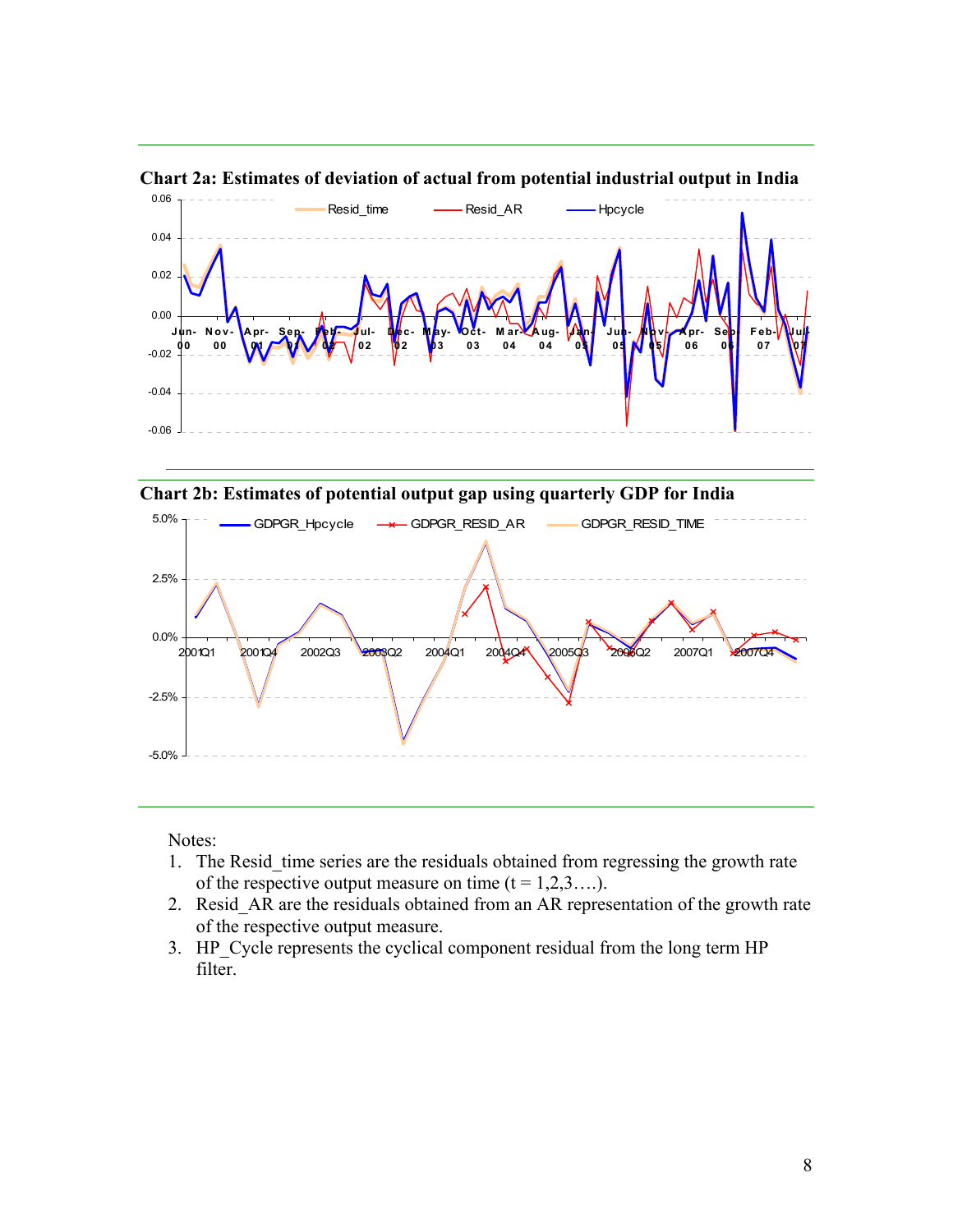**Chart 2a: Estimates of deviation of actual from potential industrial output in India**

**Chart 2b: Estimates of potential output gap using quarterly GDP for India**

Notes:

1. The Resid_time series are the residuals obtained from regressing the growth rate of the respective output measure on time (t = 1,2,3….).
2. Resid_AR are the residuals obtained from an AR representation of the growth rate of the respective output measure.
3. HP_Cycle represents the cyclical component residual from the long term HP filter.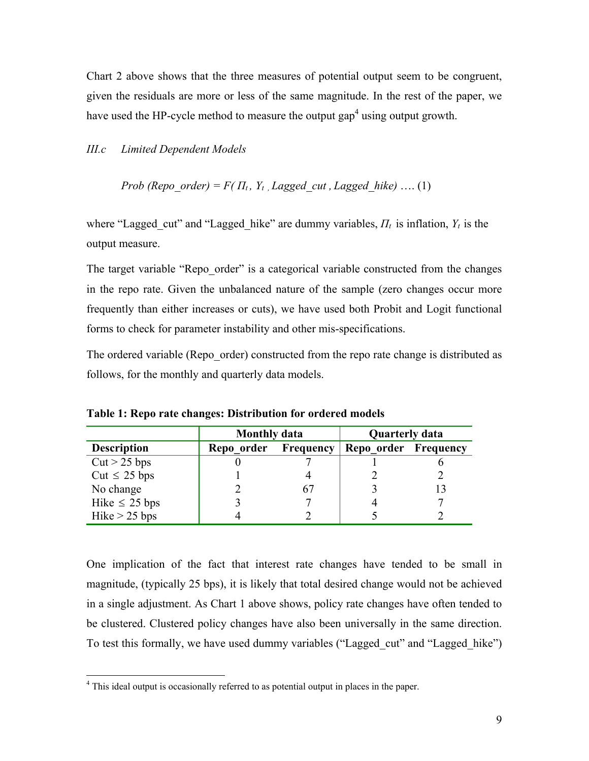Chart 2 above shows that the three measures of potential output seem to be congruent, given the residuals are more or less of the same magnitude. In the rest of the paper, we have used the HP-cycle method to measure the output gap[4] using output growth.

### *III.c Limited Dependent Models*

$$Prob\ (Repo\_order) = F(\Pi_t,\ Y_t,\ Lagged\_cut,\ Lagged\_hike) \quad \text{…. (1)}$$

where "Lagged_cut" and "Lagged_hike" are dummy variables, $\Pi_t$ is inflation, $Y_t$ is the output measure.

The target variable "Repo_order" is a categorical variable constructed from the changes in the repo rate. Given the unbalanced nature of the sample (zero changes occur more frequently than either increases or cuts), we have used both Probit and Logit functional forms to check for parameter instability and other mis-specifications.

The ordered variable (Repo_order) constructed from the repo rate change is distributed as follows, for the monthly and quarterly data models.

**Table 1: Repo rate changes: Distribution for ordered models**

| | Monthly data | | Quarterly data | |
|---|---|---|---|---|
| **Description** | **Repo_order** | **Frequency** | **Repo_order** | **Frequency** |
| Cut > 25 bps | 0 | 7 | 1 | 6 |
| Cut ≤ 25 bps | 1 | 4 | 2 | 2 |
| No change | 2 | 67 | 3 | 13 |
| Hike ≤ 25 bps | 3 | 7 | 4 | 7 |
| Hike > 25 bps | 4 | 2 | 5 | 2 |

One implication of the fact that interest rate changes have tended to be small in magnitude, (typically 25 bps), it is likely that total desired change would not be achieved in a single adjustment. As Chart 1 above shows, policy rate changes have often tended to be clustered. Clustered policy changes have also been universally in the same direction. To test this formally, we have used dummy variables ("Lagged_cut" and "Lagged_hike")

[4] This ideal output is occasionally referred to as potential output in places in the paper.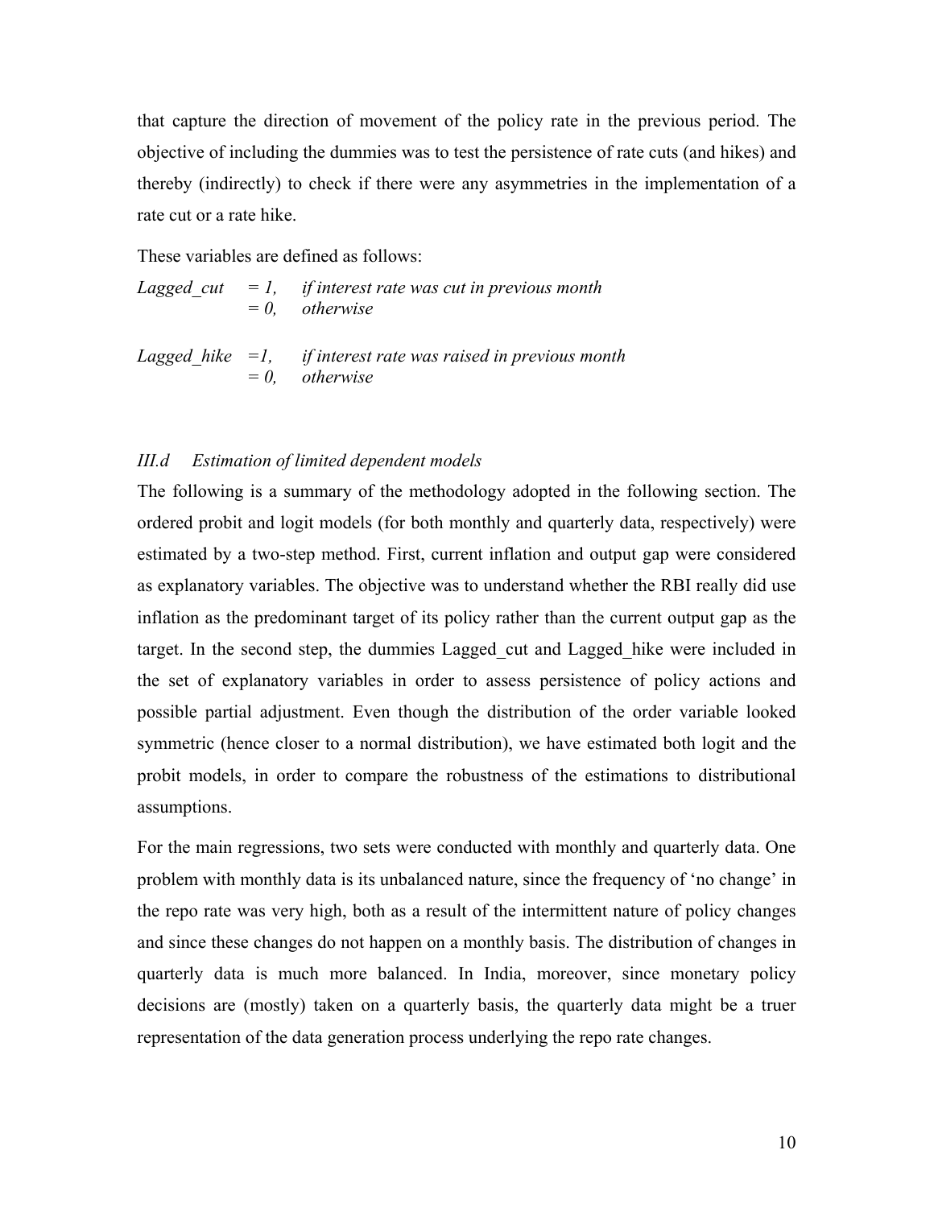that capture the direction of movement of the policy rate in the previous period. The objective of including the dummies was to test the persistence of rate cuts (and hikes) and thereby (indirectly) to check if there were any asymmetries in the implementation of a rate cut or a rate hike.

These variables are defined as follows:

*Lagged_cut* = *1*, *if interest rate was cut in previous month*
= *0*, *otherwise*

*Lagged_hike* =*1*, *if interest rate was raised in previous month*
= *0*, *otherwise*

### *III.d Estimation of limited dependent models*

The following is a summary of the methodology adopted in the following section. The ordered probit and logit models (for both monthly and quarterly data, respectively) were estimated by a two-step method. First, current inflation and output gap were considered as explanatory variables. The objective was to understand whether the RBI really did use inflation as the predominant target of its policy rather than the current output gap as the target. In the second step, the dummies Lagged_cut and Lagged_hike were included in the set of explanatory variables in order to assess persistence of policy actions and possible partial adjustment. Even though the distribution of the order variable looked symmetric (hence closer to a normal distribution), we have estimated both logit and the probit models, in order to compare the robustness of the estimations to distributional assumptions.

For the main regressions, two sets were conducted with monthly and quarterly data. One problem with monthly data is its unbalanced nature, since the frequency of 'no change' in the repo rate was very high, both as a result of the intermittent nature of policy changes and since these changes do not happen on a monthly basis. The distribution of changes in quarterly data is much more balanced. In India, moreover, since monetary policy decisions are (mostly) taken on a quarterly basis, the quarterly data might be a truer representation of the data generation process underlying the repo rate changes.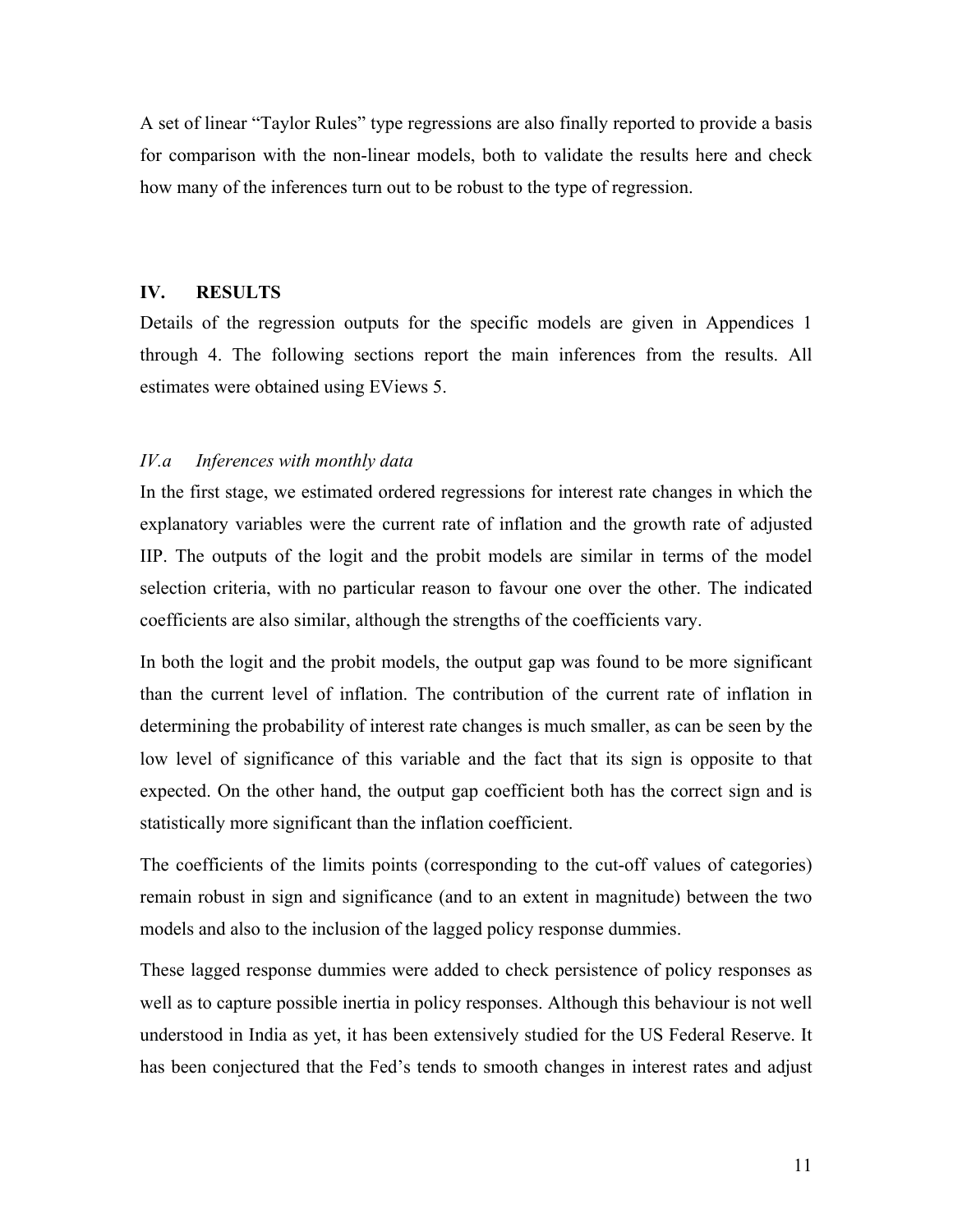A set of linear "Taylor Rules" type regressions are also finally reported to provide a basis for comparison with the non-linear models, both to validate the results here and check how many of the inferences turn out to be robust to the type of regression.

## IV. RESULTS

Details of the regression outputs for the specific models are given in Appendices 1 through 4. The following sections report the main inferences from the results. All estimates were obtained using EViews 5.

### *IV.a Inferences with monthly data*

In the first stage, we estimated ordered regressions for interest rate changes in which the explanatory variables were the current rate of inflation and the growth rate of adjusted IIP. The outputs of the logit and the probit models are similar in terms of the model selection criteria, with no particular reason to favour one over the other. The indicated coefficients are also similar, although the strengths of the coefficients vary.

In both the logit and the probit models, the output gap was found to be more significant than the current level of inflation. The contribution of the current rate of inflation in determining the probability of interest rate changes is much smaller, as can be seen by the low level of significance of this variable and the fact that its sign is opposite to that expected. On the other hand, the output gap coefficient both has the correct sign and is statistically more significant than the inflation coefficient.

The coefficients of the limits points (corresponding to the cut-off values of categories) remain robust in sign and significance (and to an extent in magnitude) between the two models and also to the inclusion of the lagged policy response dummies.

These lagged response dummies were added to check persistence of policy responses as well as to capture possible inertia in policy responses. Although this behaviour is not well understood in India as yet, it has been extensively studied for the US Federal Reserve. It has been conjectured that the Fed's tends to smooth changes in interest rates and adjust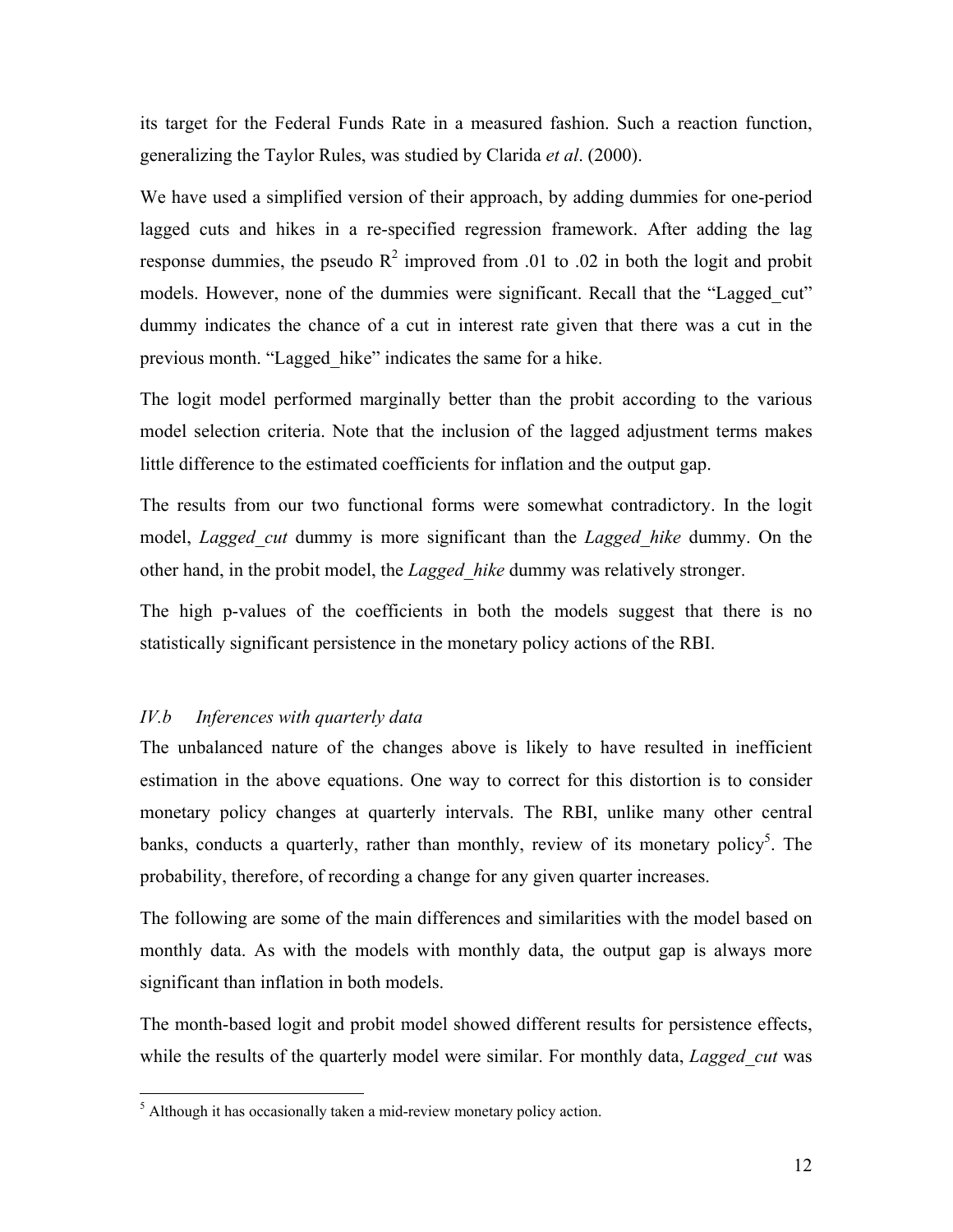its target for the Federal Funds Rate in a measured fashion. Such a reaction function, generalizing the Taylor Rules, was studied by Clarida *et al*. (2000).

We have used a simplified version of their approach, by adding dummies for one-period lagged cuts and hikes in a re-specified regression framework. After adding the lag response dummies, the pseudo $R^2$ improved from .01 to .02 in both the logit and probit models. However, none of the dummies were significant. Recall that the "Lagged_cut" dummy indicates the chance of a cut in interest rate given that there was a cut in the previous month. "Lagged_hike" indicates the same for a hike.

The logit model performed marginally better than the probit according to the various model selection criteria. Note that the inclusion of the lagged adjustment terms makes little difference to the estimated coefficients for inflation and the output gap.

The results from our two functional forms were somewhat contradictory. In the logit model, *Lagged_cut* dummy is more significant than the *Lagged_hike* dummy. On the other hand, in the probit model, the *Lagged_hike* dummy was relatively stronger.

The high p-values of the coefficients in both the models suggest that there is no statistically significant persistence in the monetary policy actions of the RBI.

### *IV.b Inferences with quarterly data*

The unbalanced nature of the changes above is likely to have resulted in inefficient estimation in the above equations. One way to correct for this distortion is to consider monetary policy changes at quarterly intervals. The RBI, unlike many other central banks, conducts a quarterly, rather than monthly, review of its monetary policy[5]. The probability, therefore, of recording a change for any given quarter increases.

The following are some of the main differences and similarities with the model based on monthly data. As with the models with monthly data, the output gap is always more significant than inflation in both models.

The month-based logit and probit model showed different results for persistence effects, while the results of the quarterly model were similar. For monthly data, *Lagged_cut* was

[5] Although it has occasionally taken a mid-review monetary policy action.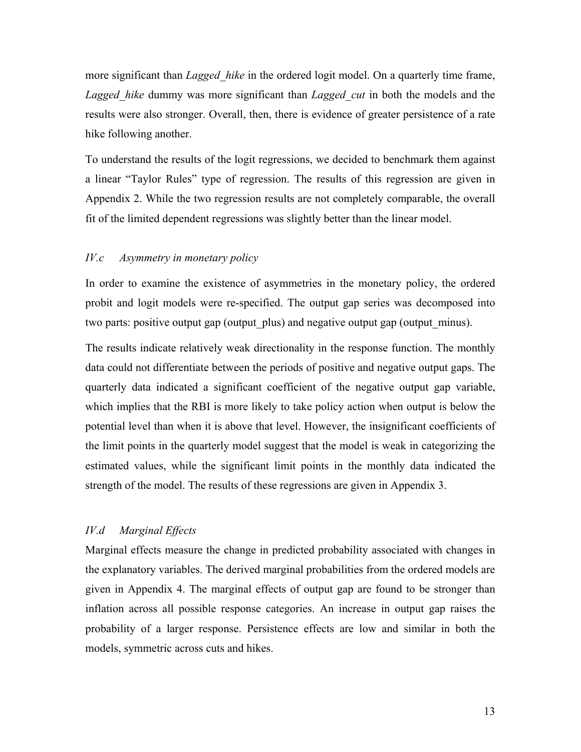more significant than *Lagged_hike* in the ordered logit model. On a quarterly time frame, *Lagged_hike* dummy was more significant than *Lagged_cut* in both the models and the results were also stronger. Overall, then, there is evidence of greater persistence of a rate hike following another.

To understand the results of the logit regressions, we decided to benchmark them against a linear "Taylor Rules" type of regression. The results of this regression are given in Appendix 2. While the two regression results are not completely comparable, the overall fit of the limited dependent regressions was slightly better than the linear model.

### *IV.c Asymmetry in monetary policy*

In order to examine the existence of asymmetries in the monetary policy, the ordered probit and logit models were re-specified. The output gap series was decomposed into two parts: positive output gap (output_plus) and negative output gap (output_minus).

The results indicate relatively weak directionality in the response function. The monthly data could not differentiate between the periods of positive and negative output gaps. The quarterly data indicated a significant coefficient of the negative output gap variable, which implies that the RBI is more likely to take policy action when output is below the potential level than when it is above that level. However, the insignificant coefficients of the limit points in the quarterly model suggest that the model is weak in categorizing the estimated values, while the significant limit points in the monthly data indicated the strength of the model. The results of these regressions are given in Appendix 3.

### *IV.d Marginal Effects*

Marginal effects measure the change in predicted probability associated with changes in the explanatory variables. The derived marginal probabilities from the ordered models are given in Appendix 4. The marginal effects of output gap are found to be stronger than inflation across all possible response categories. An increase in output gap raises the probability of a larger response. Persistence effects are low and similar in both the models, symmetric across cuts and hikes.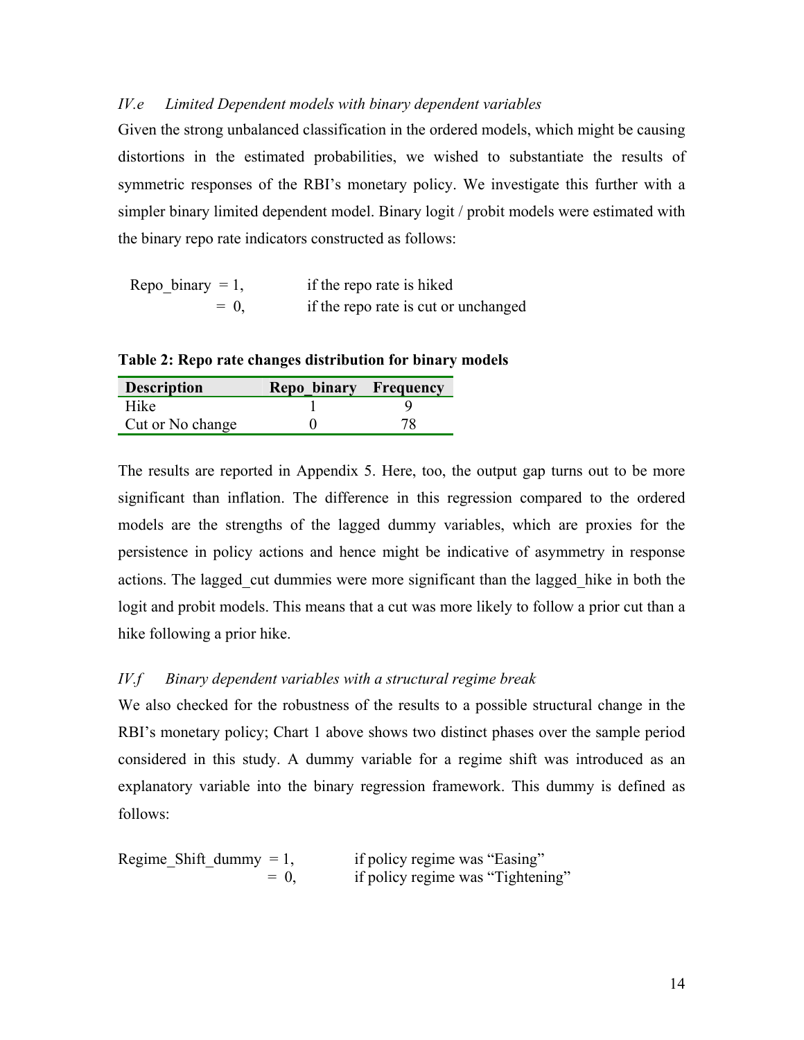### *IV.e Limited Dependent models with binary dependent variables*

Given the strong unbalanced classification in the ordered models, which might be causing distortions in the estimated probabilities, we wished to substantiate the results of symmetric responses of the RBI's monetary policy. We investigate this further with a simpler binary limited dependent model. Binary logit / probit models were estimated with the binary repo rate indicators constructed as follows:

Repo_binary = 1, if the repo rate is hiked
= 0, if the repo rate is cut or unchanged

**Table 2: Repo rate changes distribution for binary models**

| Description | Repo_binary | Frequency |
|---|---|---|
| Hike | 1 | 9 |
| Cut or No change | 0 | 78 |

The results are reported in Appendix 5. Here, too, the output gap turns out to be more significant than inflation. The difference in this regression compared to the ordered models are the strengths of the lagged dummy variables, which are proxies for the persistence in policy actions and hence might be indicative of asymmetry in response actions. The lagged_cut dummies were more significant than the lagged_hike in both the logit and probit models. This means that a cut was more likely to follow a prior cut than a hike following a prior hike.

### *IV.f Binary dependent variables with a structural regime break*

We also checked for the robustness of the results to a possible structural change in the RBI's monetary policy; Chart 1 above shows two distinct phases over the sample period considered in this study. A dummy variable for a regime shift was introduced as an explanatory variable into the binary regression framework. This dummy is defined as follows:

Regime_Shift_dummy = 1, if policy regime was "Easing"
= 0, if policy regime was "Tightening"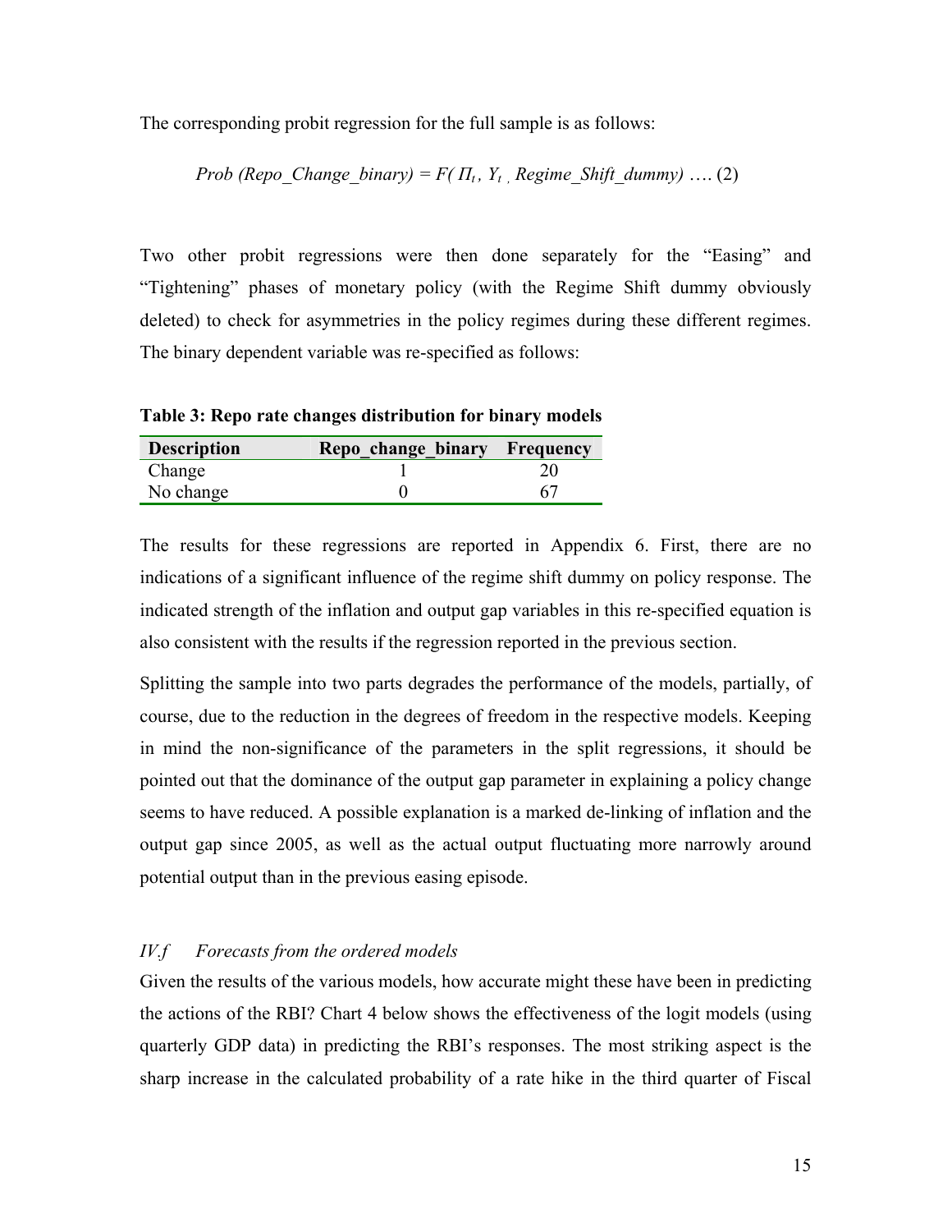The corresponding probit regression for the full sample is as follows:

$$Prob\ (Repo\_Change\_binary) = F(\ \Pi_t\ ,\ Y_t\ ,\ Regime\_Shift\_dummy)\ \ldots.\ (2)$$

Two other probit regressions were then done separately for the "Easing" and "Tightening" phases of monetary policy (with the Regime Shift dummy obviously deleted) to check for asymmetries in the policy regimes during these different regimes. The binary dependent variable was re-specified as follows:

**Table 3: Repo rate changes distribution for binary models**

| Description | Repo_change_binary | Frequency |
|---|---|---|
| Change | 1 | 20 |
| No change | 0 | 67 |

The results for these regressions are reported in Appendix 6. First, there are no indications of a significant influence of the regime shift dummy on policy response. The indicated strength of the inflation and output gap variables in this re-specified equation is also consistent with the results if the regression reported in the previous section.

Splitting the sample into two parts degrades the performance of the models, partially, of course, due to the reduction in the degrees of freedom in the respective models. Keeping in mind the non-significance of the parameters in the split regressions, it should be pointed out that the dominance of the output gap parameter in explaining a policy change seems to have reduced. A possible explanation is a marked de-linking of inflation and the output gap since 2005, as well as the actual output fluctuating more narrowly around potential output than in the previous easing episode.

### *IV.f Forecasts from the ordered models*

Given the results of the various models, how accurate might these have been in predicting the actions of the RBI? Chart 4 below shows the effectiveness of the logit models (using quarterly GDP data) in predicting the RBI's responses. The most striking aspect is the sharp increase in the calculated probability of a rate hike in the third quarter of Fiscal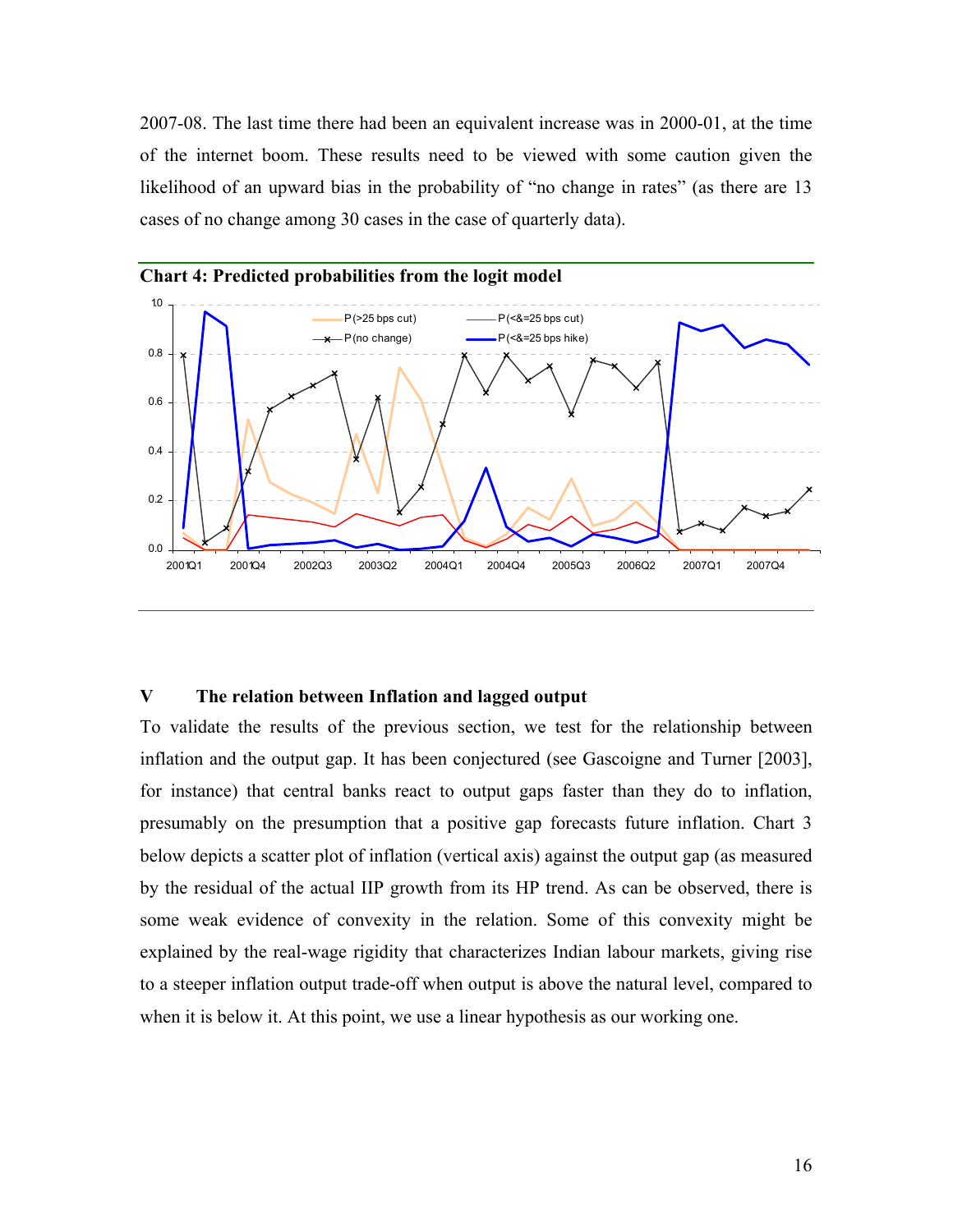2007-08. The last time there had been an equivalent increase was in 2000-01, at the time of the internet boom. These results need to be viewed with some caution given the likelihood of an upward bias in the probability of "no change in rates" (as there are 13 cases of no change among 30 cases in the case of quarterly data).

**Chart 4: Predicted probabilities from the logit model**

## V The relation between Inflation and lagged output

To validate the results of the previous section, we test for the relationship between inflation and the output gap. It has been conjectured (see Gascoigne and Turner [2003], for instance) that central banks react to output gaps faster than they do to inflation, presumably on the presumption that a positive gap forecasts future inflation. Chart 3 below depicts a scatter plot of inflation (vertical axis) against the output gap (as measured by the residual of the actual IIP growth from its HP trend. As can be observed, there is some weak evidence of convexity in the relation. Some of this convexity might be explained by the real-wage rigidity that characterizes Indian labour markets, giving rise to a steeper inflation output trade-off when output is above the natural level, compared to when it is below it. At this point, we use a linear hypothesis as our working one.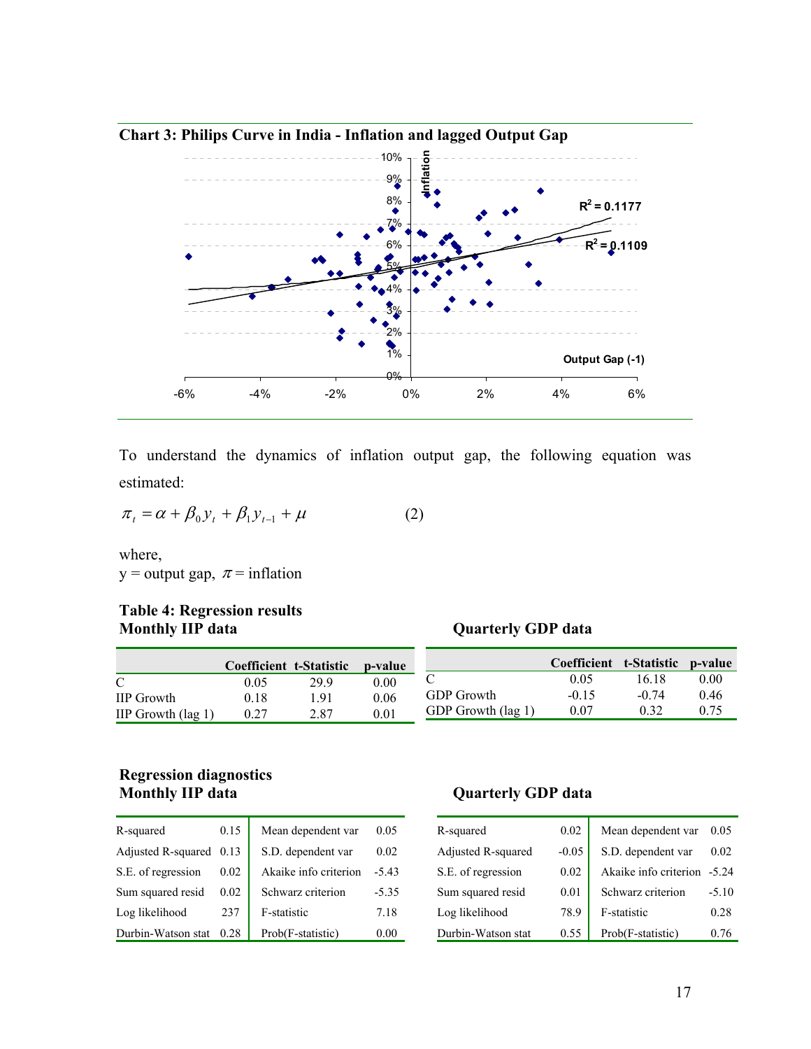**Chart 3: Philips Curve in India - Inflation and lagged Output Gap**

To understand the dynamics of inflation output gap, the following equation was estimated:

$$\pi_t = \alpha + \beta_0 y_t + \beta_1 y_{t-1} + \mu \qquad (2)$$

where,
y = output gap, $\pi$ = inflation

**Table 4: Regression results**

**Monthly IIP data**

| | Coefficient | t-Statistic | p-value |
|---|---|---|---|
| C | 0.05 | 29.9 | 0.00 |
| IIP Growth | 0.18 | 1.91 | 0.06 |
| IIP Growth (lag 1) | 0.27 | 2.87 | 0.01 |

**Quarterly GDP data**

| | Coefficient | t-Statistic | p-value |
|---|---|---|---|
| C | 0.05 | 16.18 | 0.00 |
| GDP Growth | -0.15 | -0.74 | 0.46 |
| GDP Growth (lag 1) | 0.07 | 0.32 | 0.75 |

**Regression diagnostics**

**Monthly IIP data**

| | | | |
|---|---|---|---|
| R-squared | 0.15 | Mean dependent var | 0.05 |
| Adjusted R-squared | 0.13 | S.D. dependent var | 0.02 |
| S.E. of regression | 0.02 | Akaike info criterion | -5.43 |
| Sum squared resid | 0.02 | Schwarz criterion | -5.35 |
| Log likelihood | 237 | F-statistic | 7.18 |
| Durbin-Watson stat | 0.28 | Prob(F-statistic) | 0.00 |

**Quarterly GDP data**

| | | | |
|---|---|---|---|
| R-squared | 0.02 | Mean dependent var | 0.05 |
| Adjusted R-squared | -0.05 | S.D. dependent var | 0.02 |
| S.E. of regression | 0.02 | Akaike info criterion | -5.24 |
| Sum squared resid | 0.01 | Schwarz criterion | -5.10 |
| Log likelihood | 78.9 | F-statistic | 0.28 |
| Durbin-Watson stat | 0.55 | Prob(F-statistic) | 0.76 |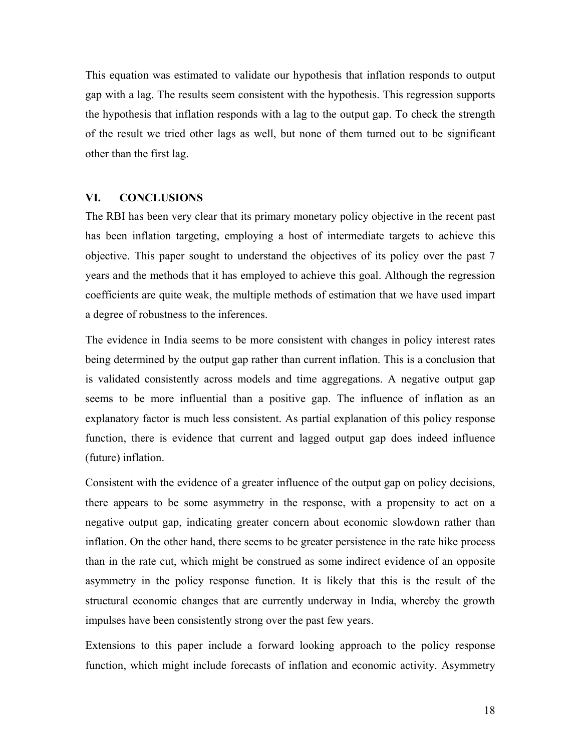This equation was estimated to validate our hypothesis that inflation responds to output gap with a lag. The results seem consistent with the hypothesis. This regression supports the hypothesis that inflation responds with a lag to the output gap. To check the strength of the result we tried other lags as well, but none of them turned out to be significant other than the first lag.

## VI. CONCLUSIONS

The RBI has been very clear that its primary monetary policy objective in the recent past has been inflation targeting, employing a host of intermediate targets to achieve this objective. This paper sought to understand the objectives of its policy over the past 7 years and the methods that it has employed to achieve this goal. Although the regression coefficients are quite weak, the multiple methods of estimation that we have used impart a degree of robustness to the inferences.

The evidence in India seems to be more consistent with changes in policy interest rates being determined by the output gap rather than current inflation. This is a conclusion that is validated consistently across models and time aggregations. A negative output gap seems to be more influential than a positive gap. The influence of inflation as an explanatory factor is much less consistent. As partial explanation of this policy response function, there is evidence that current and lagged output gap does indeed influence (future) inflation.

Consistent with the evidence of a greater influence of the output gap on policy decisions, there appears to be some asymmetry in the response, with a propensity to act on a negative output gap, indicating greater concern about economic slowdown rather than inflation. On the other hand, there seems to be greater persistence in the rate hike process than in the rate cut, which might be construed as some indirect evidence of an opposite asymmetry in the policy response function. It is likely that this is the result of the structural economic changes that are currently underway in India, whereby the growth impulses have been consistently strong over the past few years.

Extensions to this paper include a forward looking approach to the policy response function, which might include forecasts of inflation and economic activity. Asymmetry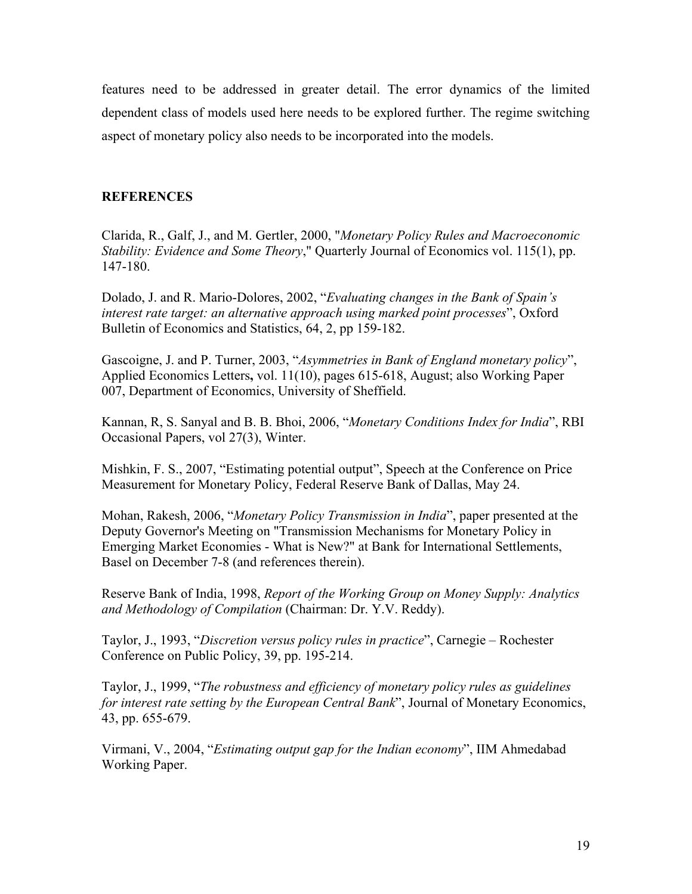features need to be addressed in greater detail. The error dynamics of the limited dependent class of models used here needs to be explored further. The regime switching aspect of monetary policy also needs to be incorporated into the models.

## REFERENCES

Clarida, R., Galf, J., and M. Gertler, 2000, "*Monetary Policy Rules and Macroeconomic Stability: Evidence and Some Theory*," Quarterly Journal of Economics vol. 115(1), pp. 147-180.

Dolado, J. and R. Mario-Dolores, 2002, "*Evaluating changes in the Bank of Spain's interest rate target: an alternative approach using marked point processes*", Oxford Bulletin of Economics and Statistics, 64, 2, pp 159-182.

Gascoigne, J. and P. Turner, 2003, "*Asymmetries in Bank of England monetary policy*", Applied Economics Letters**,** vol. 11(10), pages 615-618, August; also Working Paper 007, Department of Economics, University of Sheffield.

Kannan, R, S. Sanyal and B. B. Bhoi, 2006, "*Monetary Conditions Index for India*", RBI Occasional Papers, vol 27(3), Winter.

Mishkin, F. S., 2007, "Estimating potential output", Speech at the Conference on Price Measurement for Monetary Policy, Federal Reserve Bank of Dallas, May 24.

Mohan, Rakesh, 2006, "*Monetary Policy Transmission in India*", paper presented at the Deputy Governor's Meeting on "Transmission Mechanisms for Monetary Policy in Emerging Market Economies - What is New?" at Bank for International Settlements, Basel on December 7-8 (and references therein).

Reserve Bank of India, 1998, *Report of the Working Group on Money Supply: Analytics and Methodology of Compilation* (Chairman: Dr. Y.V. Reddy).

Taylor, J., 1993, "*Discretion versus policy rules in practice*", Carnegie – Rochester Conference on Public Policy, 39, pp. 195-214.

Taylor, J., 1999, "*The robustness and efficiency of monetary policy rules as guidelines for interest rate setting by the European Central Bank*", Journal of Monetary Economics, 43, pp. 655-679.

Virmani, V., 2004, "*Estimating output gap for the Indian economy*", IIM Ahmedabad Working Paper.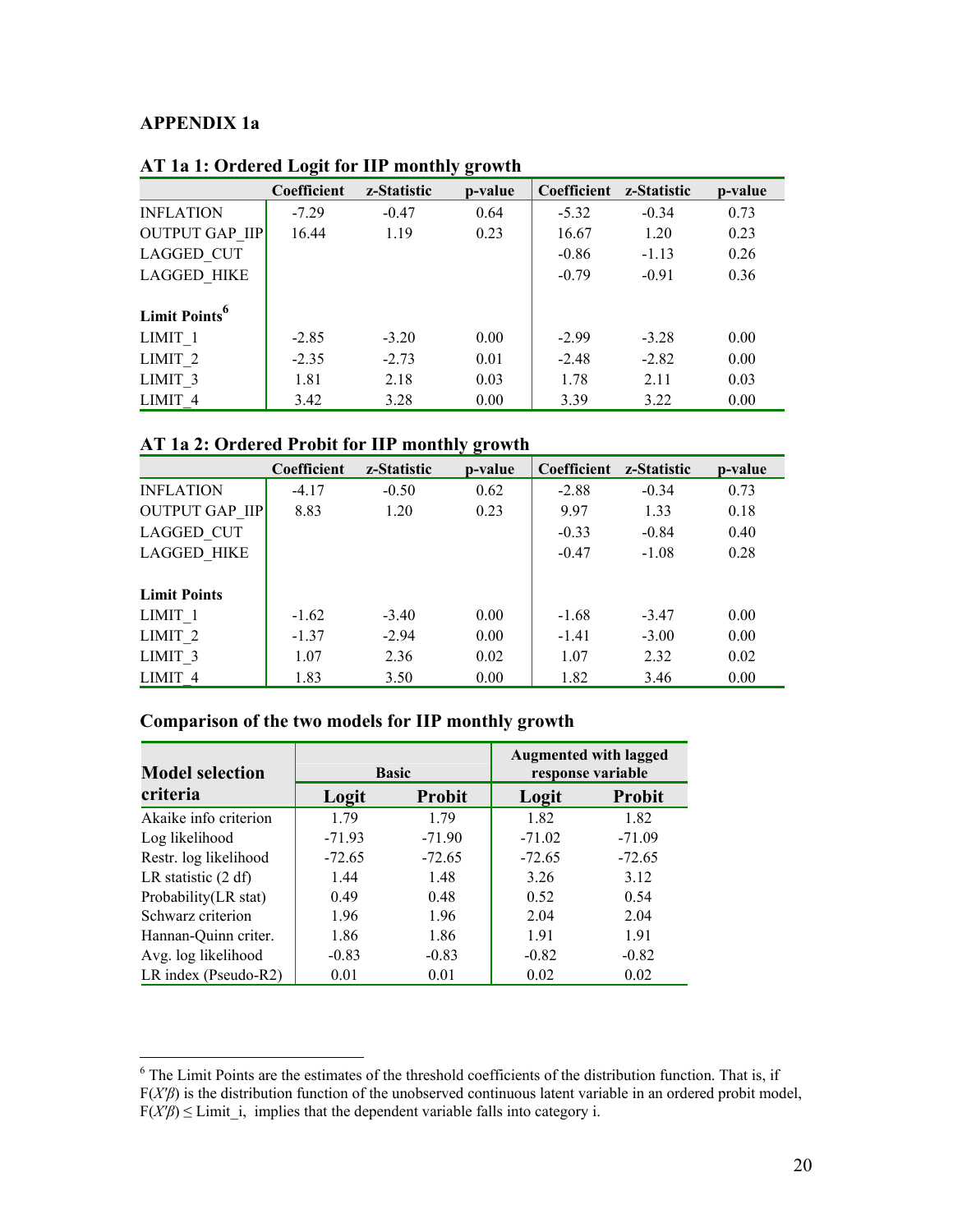**APPENDIX 1a**

**AT 1a 1: Ordered Logit for IIP monthly growth**

| | Coefficient | z-Statistic | p-value | Coefficient | z-Statistic | p-value |
|---|---|---|---|---|---|---|
| INFLATION | -7.29 | -0.47 | 0.64 | -5.32 | -0.34 | 0.73 |
| OUTPUT GAP_IIP | 16.44 | 1.19 | 0.23 | 16.67 | 1.20 | 0.23 |
| LAGGED_CUT | | | | -0.86 | -1.13 | 0.26 |
| LAGGED_HIKE | | | | -0.79 | -0.91 | 0.36 |
| **Limit Points**[6] | | | | | | |
| LIMIT_1 | -2.85 | -3.20 | 0.00 | -2.99 | -3.28 | 0.00 |
| LIMIT_2 | -2.35 | -2.73 | 0.01 | -2.48 | -2.82 | 0.00 |
| LIMIT_3 | 1.81 | 2.18 | 0.03 | 1.78 | 2.11 | 0.03 |
| LIMIT_4 | 3.42 | 3.28 | 0.00 | 3.39 | 3.22 | 0.00 |

**AT 1a 2: Ordered Probit for IIP monthly growth**

| | Coefficient | z-Statistic | p-value | Coefficient | z-Statistic | p-value |
|---|---|---|---|---|---|---|
| INFLATION | -4.17 | -0.50 | 0.62 | -2.88 | -0.34 | 0.73 |
| OUTPUT GAP_IIP | 8.83 | 1.20 | 0.23 | 9.97 | 1.33 | 0.18 |
| LAGGED_CUT | | | | -0.33 | -0.84 | 0.40 |
| LAGGED_HIKE | | | | -0.47 | -1.08 | 0.28 |
| **Limit Points** | | | | | | |
| LIMIT_1 | -1.62 | -3.40 | 0.00 | -1.68 | -3.47 | 0.00 |
| LIMIT_2 | -1.37 | -2.94 | 0.00 | -1.41 | -3.00 | 0.00 |
| LIMIT_3 | 1.07 | 2.36 | 0.02 | 1.07 | 2.32 | 0.02 |
| LIMIT_4 | 1.83 | 3.50 | 0.00 | 1.82 | 3.46 | 0.00 |

**Comparison of the two models for IIP monthly growth**

| Model selection criteria | Basic | | Augmented with lagged response variable | |
|---|---|---|---|---|
| | **Logit** | **Probit** | **Logit** | **Probit** |
| Akaike info criterion | 1.79 | 1.79 | 1.82 | 1.82 |
| Log likelihood | -71.93 | -71.90 | -71.02 | -71.09 |
| Restr. log likelihood | -72.65 | -72.65 | -72.65 | -72.65 |
| LR statistic (2 df) | 1.44 | 1.48 | 3.26 | 3.12 |
| Probability(LR stat) | 0.49 | 0.48 | 0.52 | 0.54 |
| Schwarz criterion | 1.96 | 1.96 | 2.04 | 2.04 |
| Hannan-Quinn criter. | 1.86 | 1.86 | 1.91 | 1.91 |
| Avg. log likelihood | -0.83 | -0.83 | -0.82 | -0.82 |
| LR index (Pseudo-R2) | 0.01 | 0.01 | 0.02 | 0.02 |

---

[6] The Limit Points are the estimates of the threshold coefficients of the distribution function. That is, if $F(X'\beta)$ is the distribution function of the unobserved continuous latent variable in an ordered probit model, $F(X'\beta) \leq$ Limit_i, implies that the dependent variable falls into category i.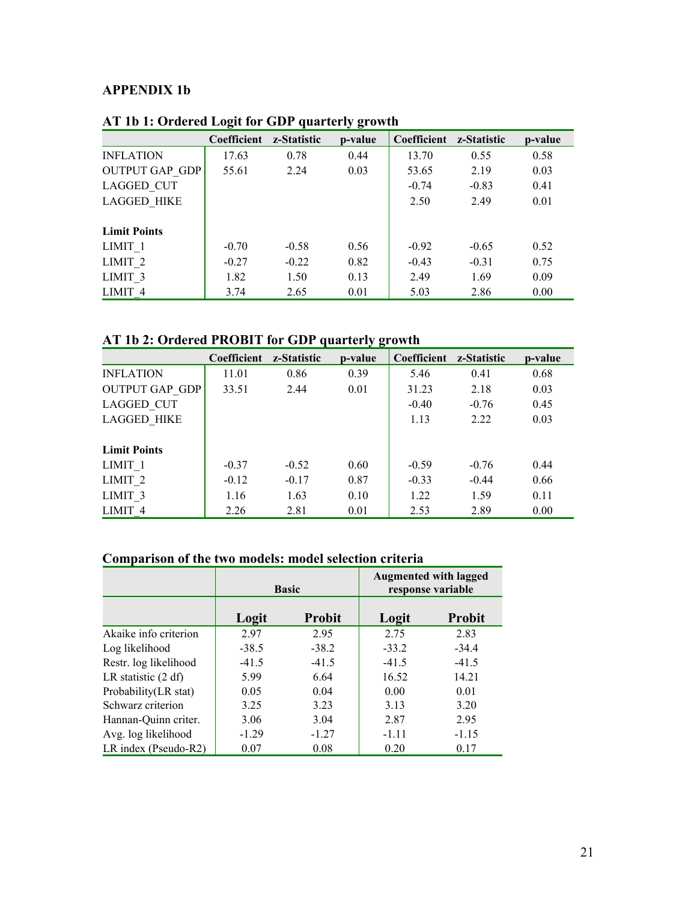## APPENDIX 1b

### AT 1b 1: Ordered Logit for GDP quarterly growth

| | Coefficient | z-Statistic | p-value | Coefficient | z-Statistic | p-value |
|---|---|---|---|---|---|---|
| INFLATION | 17.63 | 0.78 | 0.44 | 13.70 | 0.55 | 0.58 |
| OUTPUT GAP_GDP | 55.61 | 2.24 | 0.03 | 53.65 | 2.19 | 0.03 |
| LAGGED_CUT | | | | -0.74 | -0.83 | 0.41 |
| LAGGED_HIKE | | | | 2.50 | 2.49 | 0.01 |
| **Limit Points** | | | | | | |
| LIMIT_1 | -0.70 | -0.58 | 0.56 | -0.92 | -0.65 | 0.52 |
| LIMIT_2 | -0.27 | -0.22 | 0.82 | -0.43 | -0.31 | 0.75 |
| LIMIT_3 | 1.82 | 1.50 | 0.13 | 2.49 | 1.69 | 0.09 |
| LIMIT_4 | 3.74 | 2.65 | 0.01 | 5.03 | 2.86 | 0.00 |

### AT 1b 2: Ordered PROBIT for GDP quarterly growth

| | Coefficient | z-Statistic | p-value | Coefficient | z-Statistic | p-value |
|---|---|---|---|---|---|---|
| INFLATION | 11.01 | 0.86 | 0.39 | 5.46 | 0.41 | 0.68 |
| OUTPUT GAP_GDP | 33.51 | 2.44 | 0.01 | 31.23 | 2.18 | 0.03 |
| LAGGED_CUT | | | | -0.40 | -0.76 | 0.45 |
| LAGGED_HIKE | | | | 1.13 | 2.22 | 0.03 |
| **Limit Points** | | | | | | |
| LIMIT_1 | -0.37 | -0.52 | 0.60 | -0.59 | -0.76 | 0.44 |
| LIMIT_2 | -0.12 | -0.17 | 0.87 | -0.33 | -0.44 | 0.66 |
| LIMIT_3 | 1.16 | 1.63 | 0.10 | 1.22 | 1.59 | 0.11 |
| LIMIT_4 | 2.26 | 2.81 | 0.01 | 2.53 | 2.89 | 0.00 |

### Comparison of the two models: model selection criteria

| | Basic | | Augmented with lagged response variable | |
|---|---|---|---|---|
| | **Logit** | **Probit** | **Logit** | **Probit** |
| Akaike info criterion | 2.97 | 2.95 | 2.75 | 2.83 |
| Log likelihood | -38.5 | -38.2 | -33.2 | -34.4 |
| Restr. log likelihood | -41.5 | -41.5 | -41.5 | -41.5 |
| LR statistic (2 df) | 5.99 | 6.64 | 16.52 | 14.21 |
| Probability(LR stat) | 0.05 | 0.04 | 0.00 | 0.01 |
| Schwarz criterion | 3.25 | 3.23 | 3.13 | 3.20 |
| Hannan-Quinn criter. | 3.06 | 3.04 | 2.87 | 2.95 |
| Avg. log likelihood | -1.29 | -1.27 | -1.11 | -1.15 |
| LR index (Pseudo-R2) | 0.07 | 0.08 | 0.20 | 0.17 |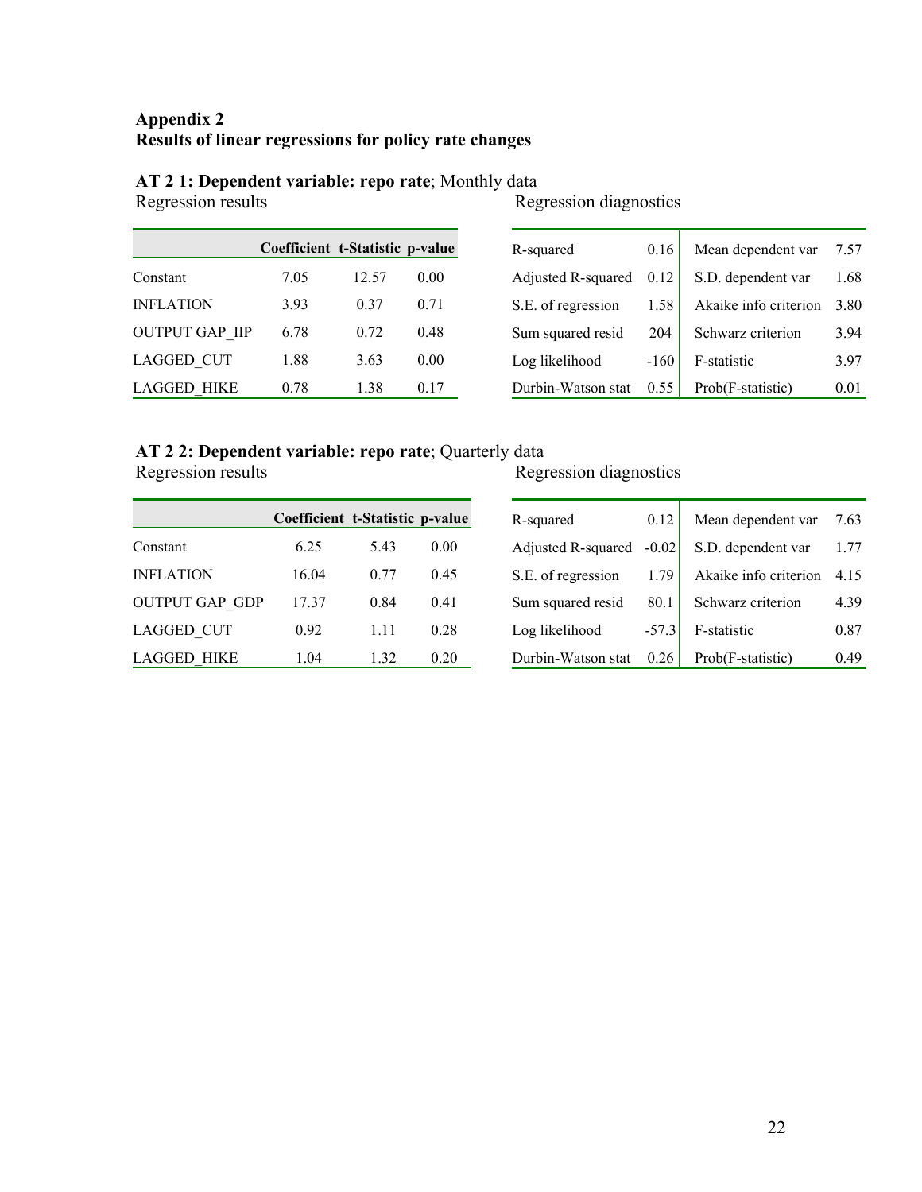**Appendix 2**
**Results of linear regressions for policy rate changes**

**AT 2 1: Dependent variable: repo rate**; Monthly data

Regression results

| | Coefficient | t-Statistic | p-value |
|---|---|---|---|
| Constant | 7.05 | 12.57 | 0.00 |
| INFLATION | 3.93 | 0.37 | 0.71 |
| OUTPUT GAP_IIP | 6.78 | 0.72 | 0.48 |
| LAGGED_CUT | 1.88 | 3.63 | 0.00 |
| LAGGED_HIKE | 0.78 | 1.38 | 0.17 |

Regression diagnostics

| | | | |
|---|---|---|---|
| R-squared | 0.16 | Mean dependent var | 7.57 |
| Adjusted R-squared | 0.12 | S.D. dependent var | 1.68 |
| S.E. of regression | 1.58 | Akaike info criterion | 3.80 |
| Sum squared resid | 204 | Schwarz criterion | 3.94 |
| Log likelihood | -160 | F-statistic | 3.97 |
| Durbin-Watson stat | 0.55 | Prob(F-statistic) | 0.01 |

**AT 2 2: Dependent variable: repo rate**; Quarterly data

Regression results

| | Coefficient | t-Statistic | p-value |
|---|---|---|---|
| Constant | 6.25 | 5.43 | 0.00 |
| INFLATION | 16.04 | 0.77 | 0.45 |
| OUTPUT GAP_GDP | 17.37 | 0.84 | 0.41 |
| LAGGED_CUT | 0.92 | 1.11 | 0.28 |
| LAGGED_HIKE | 1.04 | 1.32 | 0.20 |

Regression diagnostics

| | | | |
|---|---|---|---|
| R-squared | 0.12 | Mean dependent var | 7.63 |
| Adjusted R-squared | -0.02 | S.D. dependent var | 1.77 |
| S.E. of regression | 1.79 | Akaike info criterion | 4.15 |
| Sum squared resid | 80.1 | Schwarz criterion | 4.39 |
| Log likelihood | -57.3 | F-statistic | 0.87 |
| Durbin-Watson stat | 0.26 | Prob(F-statistic) | 0.49 |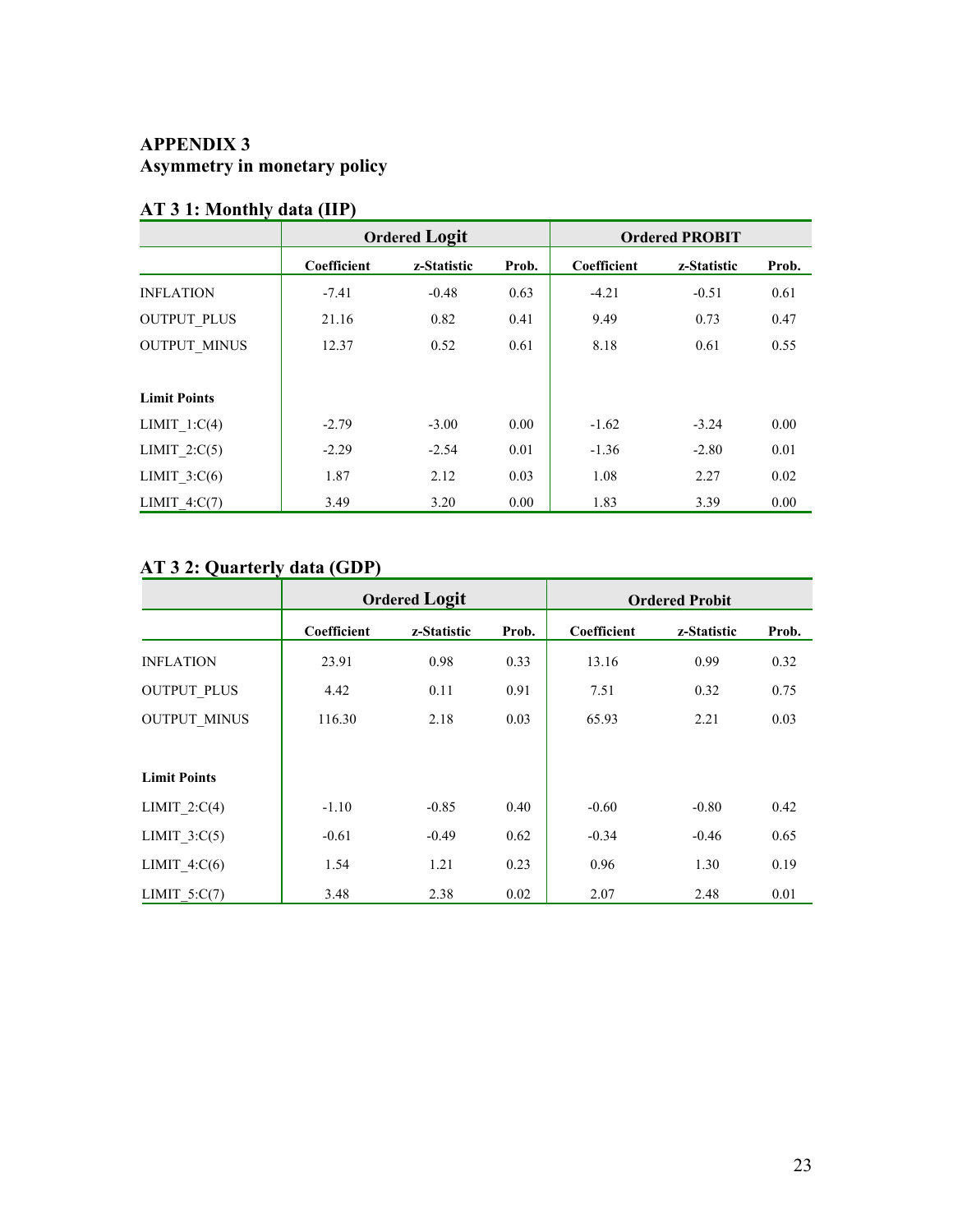## APPENDIX 3
## Asymmetry in monetary policy

### AT 3 1: Monthly data (IIP)

| | Ordered Logit | | | Ordered PROBIT | | |
|---|---|---|---|---|---|---|
| | Coefficient | z-Statistic | Prob. | Coefficient | z-Statistic | Prob. |
| INFLATION | -7.41 | -0.48 | 0.63 | -4.21 | -0.51 | 0.61 |
| OUTPUT_PLUS | 21.16 | 0.82 | 0.41 | 9.49 | 0.73 | 0.47 |
| OUTPUT_MINUS | 12.37 | 0.52 | 0.61 | 8.18 | 0.61 | 0.55 |
| | | | | | | |
| **Limit Points** | | | | | | |
| LIMIT_1:C(4) | -2.79 | -3.00 | 0.00 | -1.62 | -3.24 | 0.00 |
| LIMIT_2:C(5) | -2.29 | -2.54 | 0.01 | -1.36 | -2.80 | 0.01 |
| LIMIT_3:C(6) | 1.87 | 2.12 | 0.03 | 1.08 | 2.27 | 0.02 |
| LIMIT_4:C(7) | 3.49 | 3.20 | 0.00 | 1.83 | 3.39 | 0.00 |

### AT 3 2: Quarterly data (GDP)

| | Ordered Logit | | | Ordered Probit | | |
|---|---|---|---|---|---|---|
| | Coefficient | z-Statistic | Prob. | Coefficient | z-Statistic | Prob. |
| INFLATION | 23.91 | 0.98 | 0.33 | 13.16 | 0.99 | 0.32 |
| OUTPUT_PLUS | 4.42 | 0.11 | 0.91 | 7.51 | 0.32 | 0.75 |
| OUTPUT_MINUS | 116.30 | 2.18 | 0.03 | 65.93 | 2.21 | 0.03 |
| | | | | | | |
| **Limit Points** | | | | | | |
| LIMIT_2:C(4) | -1.10 | -0.85 | 0.40 | -0.60 | -0.80 | 0.42 |
| LIMIT_3:C(5) | -0.61 | -0.49 | 0.62 | -0.34 | -0.46 | 0.65 |
| LIMIT_4:C(6) | 1.54 | 1.21 | 0.23 | 0.96 | 1.30 | 0.19 |
| LIMIT_5:C(7) | 3.48 | 2.38 | 0.02 | 2.07 | 2.48 | 0.01 |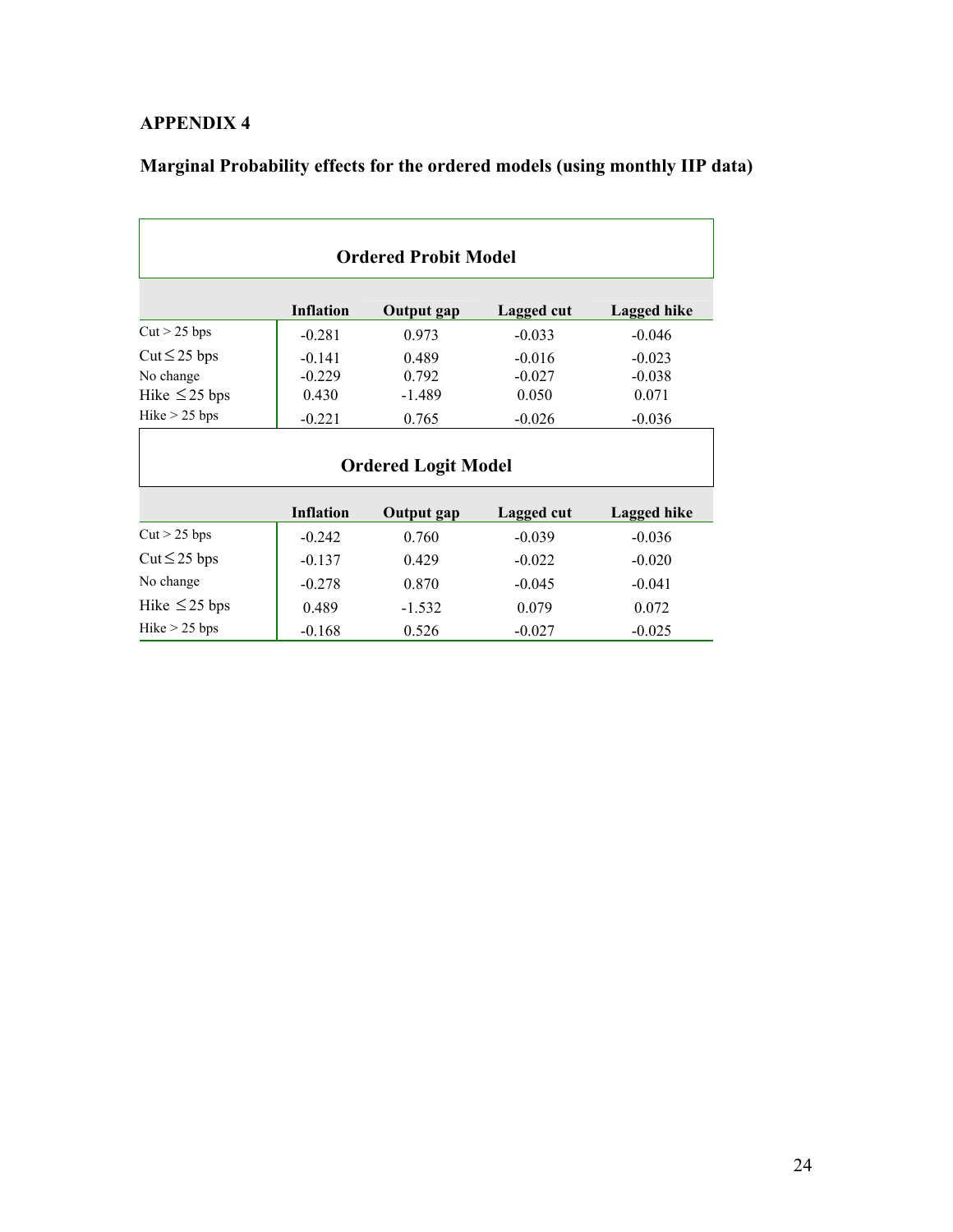**APPENDIX 4**

**Marginal Probability effects for the ordered models (using monthly IIP data)**

**Ordered Probit Model**

| | Inflation | Output gap | Lagged cut | Lagged hike |
|---|---|---|---|---|
| Cut > 25 bps | -0.281 | 0.973 | -0.033 | -0.046 |
| Cut ≤ 25 bps | -0.141 | 0.489 | -0.016 | -0.023 |
| No change | -0.229 | 0.792 | -0.027 | -0.038 |
| Hike ≤ 25 bps | 0.430 | -1.489 | 0.050 | 0.071 |
| Hike > 25 bps | -0.221 | 0.765 | -0.026 | -0.036 |

**Ordered Logit Model**

| | Inflation | Output gap | Lagged cut | Lagged hike |
|---|---|---|---|---|
| Cut > 25 bps | -0.242 | 0.760 | -0.039 | -0.036 |
| Cut ≤ 25 bps | -0.137 | 0.429 | -0.022 | -0.020 |
| No change | -0.278 | 0.870 | -0.045 | -0.041 |
| Hike ≤ 25 bps | 0.489 | -1.532 | 0.079 | 0.072 |
| Hike > 25 bps | -0.168 | 0.526 | -0.027 | -0.025 |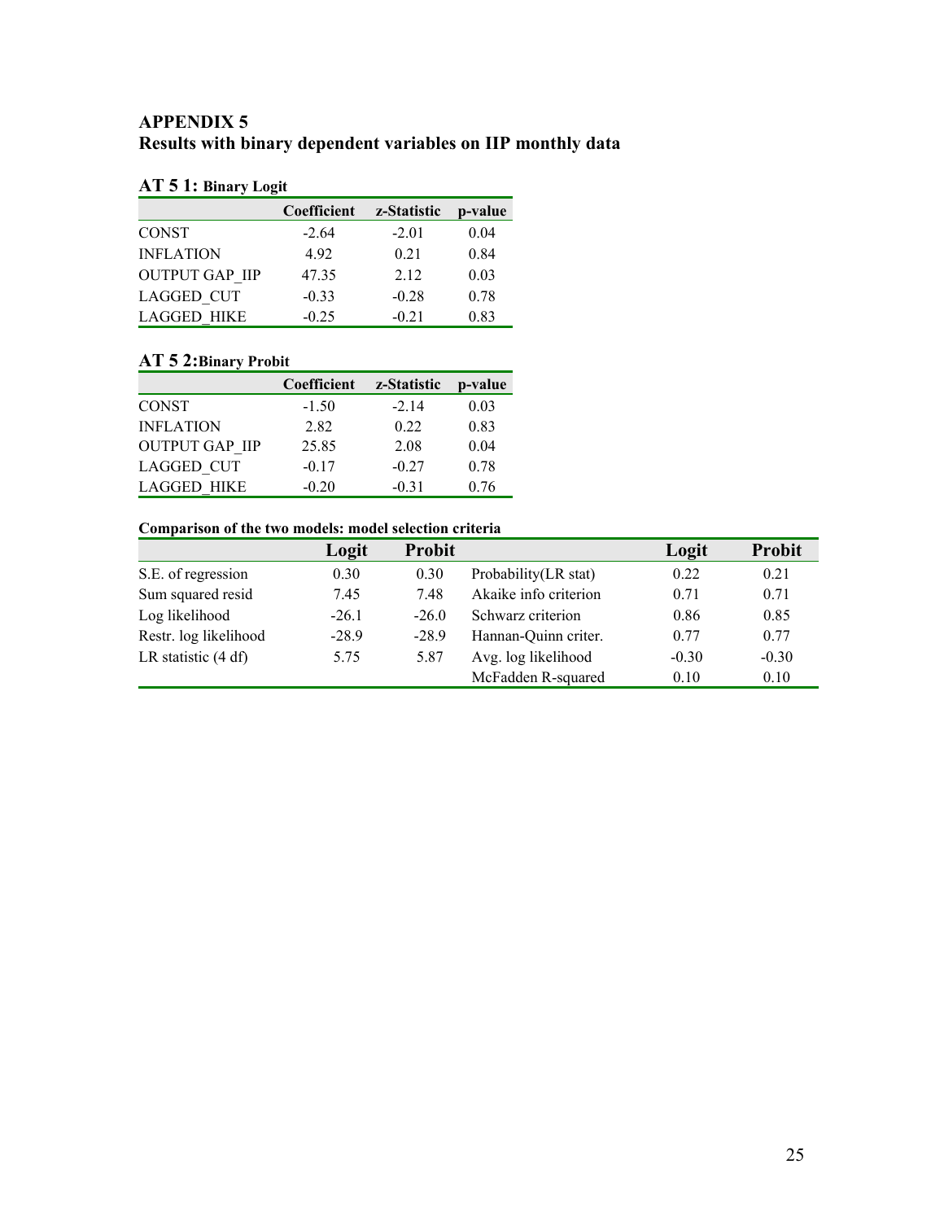# APPENDIX 5
## Results with binary dependent variables on IIP monthly data

**AT 5 1: Binary Logit**

| | Coefficient | z-Statistic | p-value |
|---|---|---|---|
| CONST | -2.64 | -2.01 | 0.04 |
| INFLATION | 4.92 | 0.21 | 0.84 |
| OUTPUT GAP_IIP | 47.35 | 2.12 | 0.03 |
| LAGGED_CUT | -0.33 | -0.28 | 0.78 |
| LAGGED_HIKE | -0.25 | -0.21 | 0.83 |

**AT 5 2: Binary Probit**

| | Coefficient | z-Statistic | p-value |
|---|---|---|---|
| CONST | -1.50 | -2.14 | 0.03 |
| INFLATION | 2.82 | 0.22 | 0.83 |
| OUTPUT GAP_IIP | 25.85 | 2.08 | 0.04 |
| LAGGED_CUT | -0.17 | -0.27 | 0.78 |
| LAGGED_HIKE | -0.20 | -0.31 | 0.76 |

**Comparison of the two models: model selection criteria**

| | Logit | Probit | | Logit | Probit |
|---|---|---|---|---|---|
| S.E. of regression | 0.30 | 0.30 | Probability(LR stat) | 0.22 | 0.21 |
| Sum squared resid | 7.45 | 7.48 | Akaike info criterion | 0.71 | 0.71 |
| Log likelihood | -26.1 | -26.0 | Schwarz criterion | 0.86 | 0.85 |
| Restr. log likelihood | -28.9 | -28.9 | Hannan-Quinn criter. | 0.77 | 0.77 |
| LR statistic (4 df) | 5.75 | 5.87 | Avg. log likelihood | -0.30 | -0.30 |
| | | | McFadden R-squared | 0.10 | 0.10 |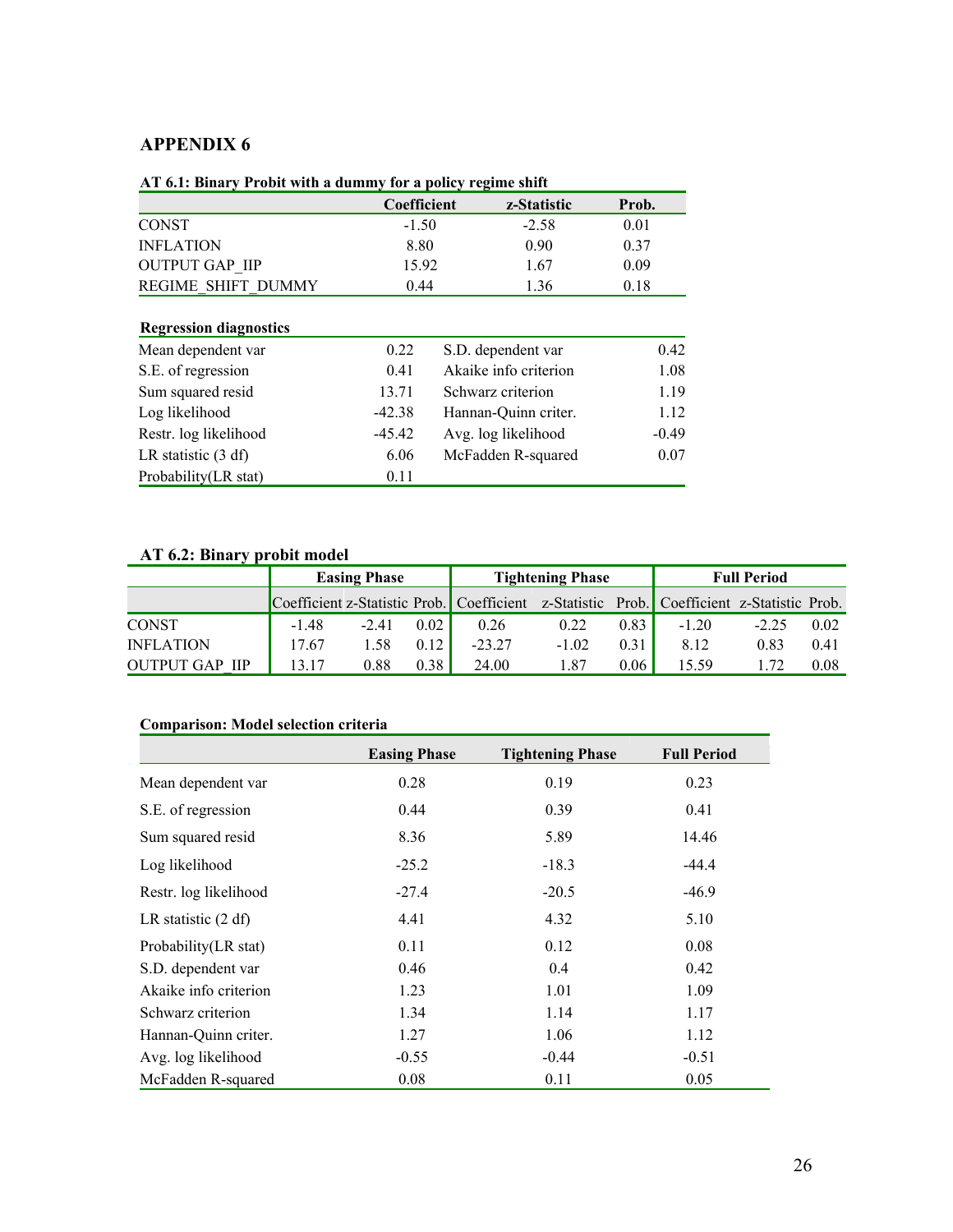# APPENDIX 6

**AT 6.1: Binary Probit with a dummy for a policy regime shift**

| | Coefficient | z-Statistic | Prob. |
|---|---|---|---|
| CONST | -1.50 | -2.58 | 0.01 |
| INFLATION | 8.80 | 0.90 | 0.37 |
| OUTPUT GAP_IIP | 15.92 | 1.67 | 0.09 |
| REGIME_SHIFT_DUMMY | 0.44 | 1.36 | 0.18 |

**Regression diagnostics**

| | | | |
|---|---|---|---|
| Mean dependent var | 0.22 | S.D. dependent var | 0.42 |
| S.E. of regression | 0.41 | Akaike info criterion | 1.08 |
| Sum squared resid | 13.71 | Schwarz criterion | 1.19 |
| Log likelihood | -42.38 | Hannan-Quinn criter. | 1.12 |
| Restr. log likelihood | -45.42 | Avg. log likelihood | -0.49 |
| LR statistic (3 df) | 6.06 | McFadden R-squared | 0.07 |
| Probability(LR stat) | 0.11 | | |

**AT 6.2: Binary probit model**

| | Easing Phase | | | Tightening Phase | | | Full Period | | |
|---|---|---|---|---|---|---|---|---|---|
| | Coefficient | z-Statistic | Prob. | Coefficient | z-Statistic | Prob. | Coefficient | z-Statistic | Prob. |
| CONST | -1.48 | -2.41 | 0.02 | 0.26 | 0.22 | 0.83 | -1.20 | -2.25 | 0.02 |
| INFLATION | 17.67 | 1.58 | 0.12 | -23.27 | -1.02 | 0.31 | 8.12 | 0.83 | 0.41 |
| OUTPUT GAP_IIP | 13.17 | 0.88 | 0.38 | 24.00 | 1.87 | 0.06 | 15.59 | 1.72 | 0.08 |

**Comparison: Model selection criteria**

| | Easing Phase | Tightening Phase | Full Period |
|---|---|---|---|
| Mean dependent var | 0.28 | 0.19 | 0.23 |
| S.E. of regression | 0.44 | 0.39 | 0.41 |
| Sum squared resid | 8.36 | 5.89 | 14.46 |
| Log likelihood | -25.2 | -18.3 | -44.4 |
| Restr. log likelihood | -27.4 | -20.5 | -46.9 |
| LR statistic (2 df) | 4.41 | 4.32 | 5.10 |
| Probability(LR stat) | 0.11 | 0.12 | 0.08 |
| S.D. dependent var | 0.46 | 0.4 | 0.42 |
| Akaike info criterion | 1.23 | 1.01 | 1.09 |
| Schwarz criterion | 1.34 | 1.14 | 1.17 |
| Hannan-Quinn criter. | 1.27 | 1.06 | 1.12 |
| Avg. log likelihood | -0.55 | -0.44 | -0.51 |
| McFadden R-squared | 0.08 | 0.11 | 0.05 |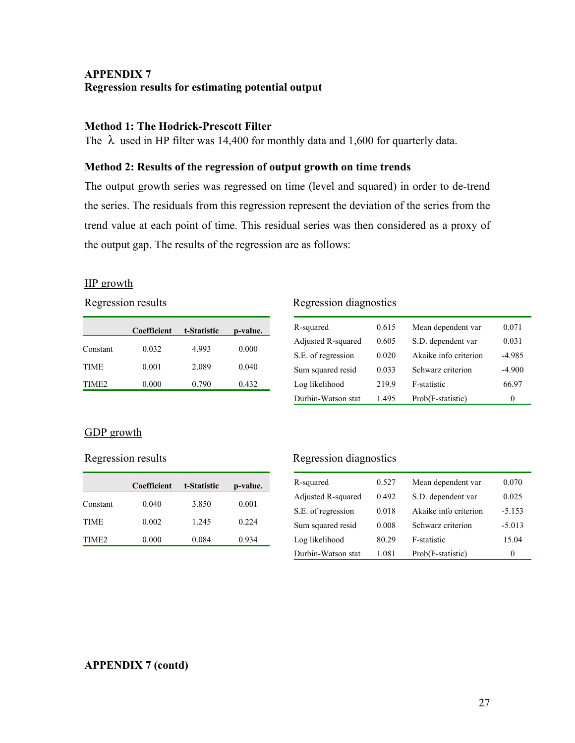**APPENDIX 7**
**Regression results for estimating potential output**

**Method 1: The Hodrick-Prescott Filter**

The $\lambda$ used in HP filter was 14,400 for monthly data and 1,600 for quarterly data.

**Method 2: Results of the regression of output growth on time trends**

The output growth series was regressed on time (level and squared) in order to de-trend the series. The residuals from this regression represent the deviation of the series from the trend value at each point of time. This residual series was then considered as a proxy of the output gap. The results of the regression are as follows:

<u>IIP growth</u>

Regression results

| | Coefficient | t-Statistic | p-value. |
|---|---|---|---|
| Constant | 0.032 | 4.993 | 0.000 |
| TIME | 0.001 | 2.089 | 0.040 |
| TIME2 | 0.000 | 0.790 | 0.432 |

Regression diagnostics

| | | | |
|---|---|---|---|
| R-squared | 0.615 | Mean dependent var | 0.071 |
| Adjusted R-squared | 0.605 | S.D. dependent var | 0.031 |
| S.E. of regression | 0.020 | Akaike info criterion | -4.985 |
| Sum squared resid | 0.033 | Schwarz criterion | -4.900 |
| Log likelihood | 219.9 | F-statistic | 66.97 |
| Durbin-Watson stat | 1.495 | Prob(F-statistic) | 0 |

<u>GDP growth</u>

Regression results

| | Coefficient | t-Statistic | p-value. |
|---|---|---|---|
| Constant | 0.040 | 3.850 | 0.001 |
| TIME | 0.002 | 1.245 | 0.224 |
| TIME2 | 0.000 | 0.084 | 0.934 |

Regression diagnostics

| | | | |
|---|---|---|---|
| R-squared | 0.527 | Mean dependent var | 0.070 |
| Adjusted R-squared | 0.492 | S.D. dependent var | 0.025 |
| S.E. of regression | 0.018 | Akaike info criterion | -5.153 |
| Sum squared resid | 0.008 | Schwarz criterion | -5.013 |
| Log likelihood | 80.29 | F-statistic | 15.04 |
| Durbin-Watson stat | 1.081 | Prob(F-statistic) | 0 |

**APPENDIX 7 (contd)**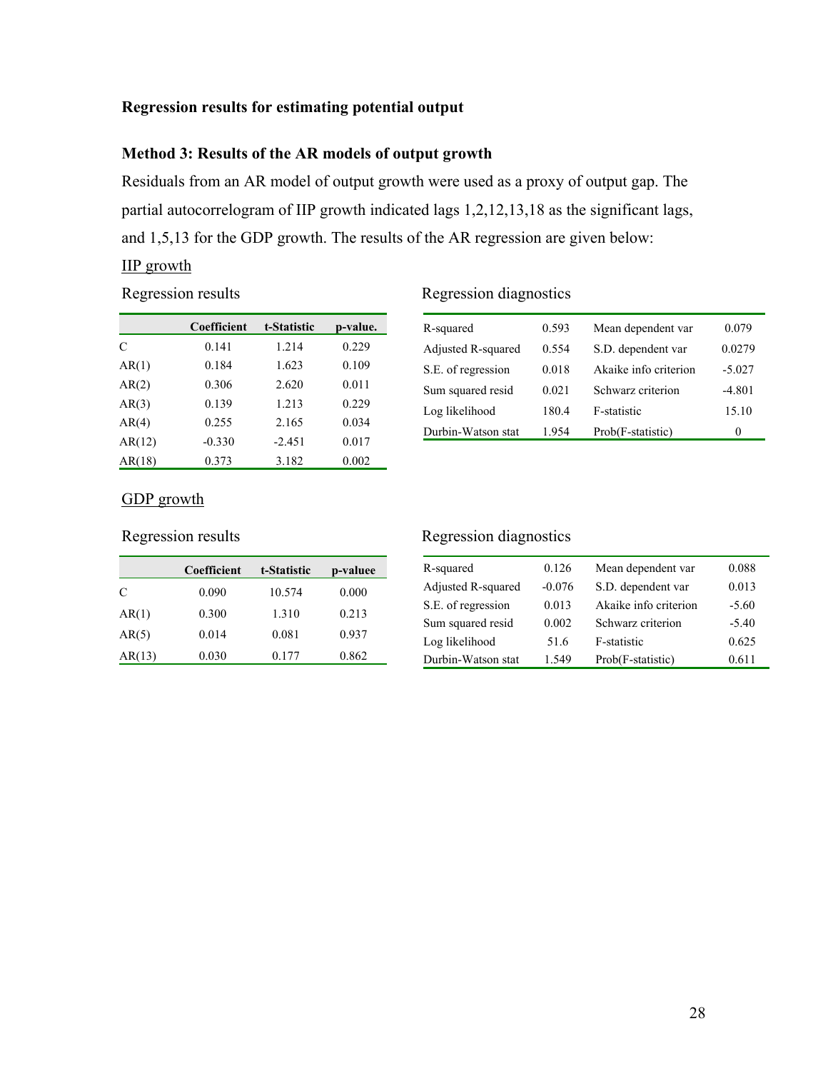**Regression results for estimating potential output**

**Method 3: Results of the AR models of output growth**

Residuals from an AR model of output growth were used as a proxy of output gap. The partial autocorrelogram of IIP growth indicated lags 1,2,12,13,18 as the significant lags, and 1,5,13 for the GDP growth. The results of the AR regression are given below:

IIP growth

Regression results

| | Coefficient | t-Statistic | p-value. |
|---|---|---|---|
| C | 0.141 | 1.214 | 0.229 |
| AR(1) | 0.184 | 1.623 | 0.109 |
| AR(2) | 0.306 | 2.620 | 0.011 |
| AR(3) | 0.139 | 1.213 | 0.229 |
| AR(4) | 0.255 | 2.165 | 0.034 |
| AR(12) | -0.330 | -2.451 | 0.017 |
| AR(18) | 0.373 | 3.182 | 0.002 |

Regression diagnostics

| | | | |
|---|---|---|---|
| R-squared | 0.593 | Mean dependent var | 0.079 |
| Adjusted R-squared | 0.554 | S.D. dependent var | 0.0279 |
| S.E. of regression | 0.018 | Akaike info criterion | -5.027 |
| Sum squared resid | 0.021 | Schwarz criterion | -4.801 |
| Log likelihood | 180.4 | F-statistic | 15.10 |
| Durbin-Watson stat | 1.954 | Prob(F-statistic) | 0 |

GDP growth

Regression results

| | Coefficient | t-Statistic | p-valuee |
|---|---|---|---|
| C | 0.090 | 10.574 | 0.000 |
| AR(1) | 0.300 | 1.310 | 0.213 |
| AR(5) | 0.014 | 0.081 | 0.937 |
| AR(13) | 0.030 | 0.177 | 0.862 |

Regression diagnostics

| | | | |
|---|---|---|---|
| R-squared | 0.126 | Mean dependent var | 0.088 |
| Adjusted R-squared | -0.076 | S.D. dependent var | 0.013 |
| S.E. of regression | 0.013 | Akaike info criterion | -5.60 |
| Sum squared resid | 0.002 | Schwarz criterion | -5.40 |
| Log likelihood | 51.6 | F-statistic | 0.625 |
| Durbin-Watson stat | 1.549 | Prob(F-statistic) | 0.611 |